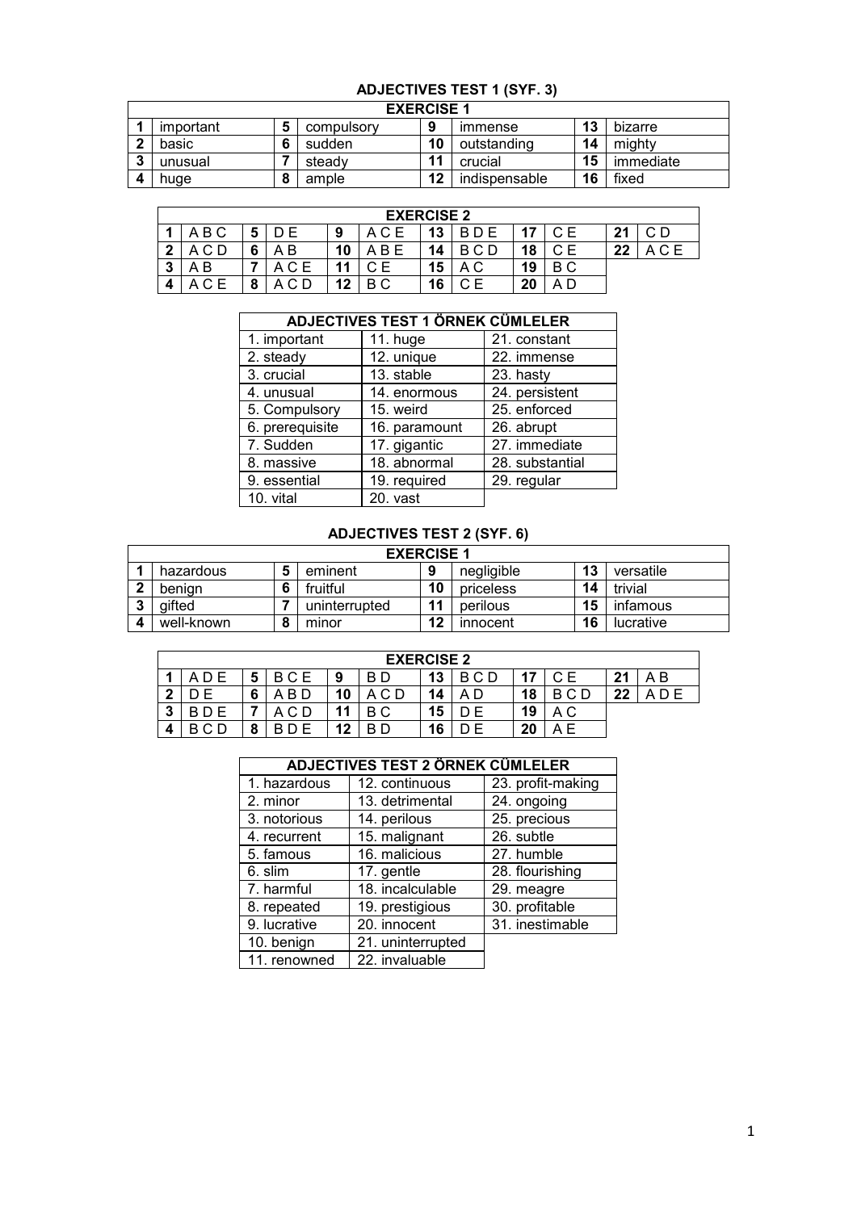## ADJECTIVES TEST 1 (SYF. 3)

| EXERCISE 1 | | | | | | | |
|---|---|---|---|---|---|---|---|
| 1 | important | 5 | compulsory | 9 | immense | 13 | bizarre |
| 2 | basic | 6 | sudden | 10 | outstanding | 14 | mighty |
| 3 | unusual | 7 | steady | 11 | crucial | 15 | immediate |
| 4 | huge | 8 | ample | 12 | indispensable | 16 | fixed |

| EXERCISE 2 | | | | | | | | | | | |
|---|---|---|---|---|---|---|---|---|---|---|---|
| 1 | A B C | 5 | D E | 9 | A C E | 13 | B D E | 17 | C E | 21 | C D |
| 2 | A C D | 6 | A B | 10 | A B E | 14 | B C D | 18 | C E | 22 | A C E |
| 3 | A B | 7 | A C E | 11 | C E | 15 | A C | 19 | B C | | |
| 4 | A C E | 8 | A C D | 12 | B C | 16 | C E | 20 | A D | | |

| ADJECTIVES TEST 1 ÖRNEK CÜMLELER | | |
|---|---|---|
| 1. important | 11. huge | 21. constant |
| 2. steady | 12. unique | 22. immense |
| 3. crucial | 13. stable | 23. hasty |
| 4. unusual | 14. enormous | 24. persistent |
| 5. Compulsory | 15. weird | 25. enforced |
| 6. prerequisite | 16. paramount | 26. abrupt |
| 7. Sudden | 17. gigantic | 27. immediate |
| 8. massive | 18. abnormal | 28. substantial |
| 9. essential | 19. required | 29. regular |
| 10. vital | 20. vast | |

## ADJECTIVES TEST 2 (SYF. 6)

| EXERCISE 1 | | | | | | | |
|---|---|---|---|---|---|---|---|
| 1 | hazardous | 5 | eminent | 9 | negligible | 13 | versatile |
| 2 | benign | 6 | fruitful | 10 | priceless | 14 | trivial |
| 3 | gifted | 7 | uninterrupted | 11 | perilous | 15 | infamous |
| 4 | well-known | 8 | minor | 12 | innocent | 16 | lucrative |

| EXERCISE 2 | | | | | | | | | | | |
|---|---|---|---|---|---|---|---|---|---|---|---|
| 1 | A D E | 5 | B C E | 9 | B D | 13 | B C D | 17 | C E | 21 | A B |
| 2 | D E | 6 | A B D | 10 | A C D | 14 | A D | 18 | B C D | 22 | A D E |
| 3 | B D E | 7 | A C D | 11 | B C | 15 | D E | 19 | A C | | |
| 4 | B C D | 8 | B D E | 12 | B D | 16 | D E | 20 | A E | | |

| ADJECTIVES TEST 2 ÖRNEK CÜMLELER | | |
|---|---|---|
| 1. hazardous | 12. continuous | 23. profit-making |
| 2. minor | 13. detrimental | 24. ongoing |
| 3. notorious | 14. perilous | 25. precious |
| 4. recurrent | 15. malignant | 26. subtle |
| 5. famous | 16. malicious | 27. humble |
| 6. slim | 17. gentle | 28. flourishing |
| 7. harmful | 18. incalculable | 29. meagre |
| 8. repeated | 19. prestigious | 30. profitable |
| 9. lucrative | 20. innocent | 31. inestimable |
| 10. benign | 21. uninterrupted | |
| 11. renowned | 22. invaluable | |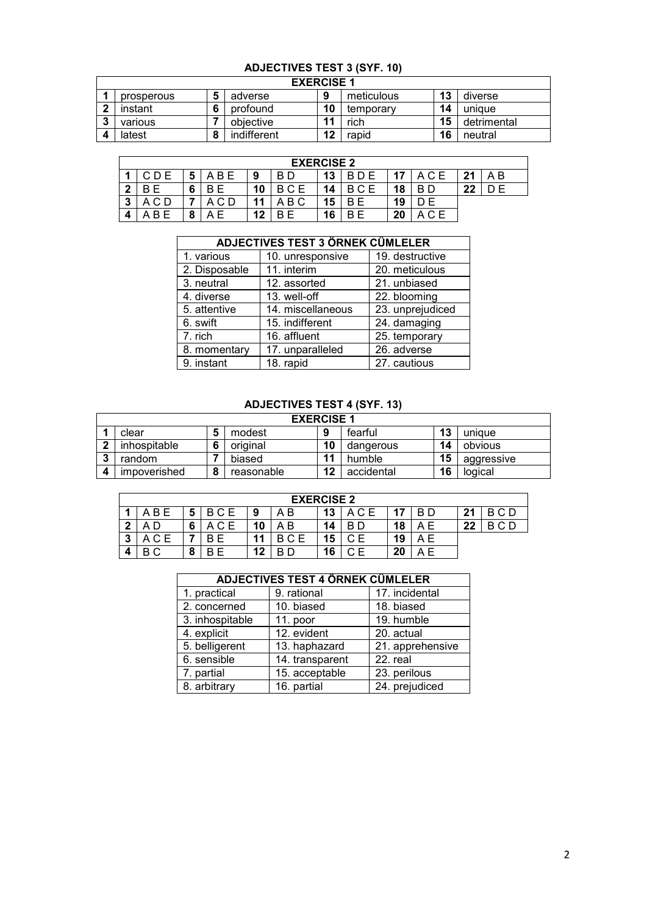## ADJECTIVES TEST 3 (SYF. 10)

| EXERCISE 1 | | | | | | | |
|---|---|---|---|---|---|---|---|
| 1 | prosperous | 5 | adverse | 9 | meticulous | 13 | diverse |
| 2 | instant | 6 | profound | 10 | temporary | 14 | unique |
| 3 | various | 7 | objective | 11 | rich | 15 | detrimental |
| 4 | latest | 8 | indifferent | 12 | rapid | 16 | neutral |

| EXERCISE 2 | | | | | | | | | | | |
|---|---|---|---|---|---|---|---|---|---|---|---|
| 1 | C D E | 5 | A B E | 9 | B D | 13 | B D E | 17 | A C E | 21 | A B |
| 2 | B E | 6 | B E | 10 | B C E | 14 | B C E | 18 | B D | 22 | D E |
| 3 | A C D | 7 | A C D | 11 | A B C | 15 | B E | 19 | D E | | |
| 4 | A B E | 8 | A E | 12 | B E | 16 | B E | 20 | A C E | | |

| ADJECTIVES TEST 3 ÖRNEK CÜMLELER | | |
|---|---|---|
| 1. various | 10. unresponsive | 19. destructive |
| 2. Disposable | 11. interim | 20. meticulous |
| 3. neutral | 12. assorted | 21. unbiased |
| 4. diverse | 13. well-off | 22. blooming |
| 5. attentive | 14. miscellaneous | 23. unprejudiced |
| 6. swift | 15. indifferent | 24. damaging |
| 7. rich | 16. affluent | 25. temporary |
| 8. momentary | 17. unparalleled | 26. adverse |
| 9. instant | 18. rapid | 27. cautious |

## ADJECTIVES TEST 4 (SYF. 13)

| EXERCISE 1 | | | | | | | |
|---|---|---|---|---|---|---|---|
| 1 | clear | 5 | modest | 9 | fearful | 13 | unique |
| 2 | inhospitable | 6 | original | 10 | dangerous | 14 | obvious |
| 3 | random | 7 | biased | 11 | humble | 15 | aggressive |
| 4 | impoverished | 8 | reasonable | 12 | accidental | 16 | logical |

| EXERCISE 2 | | | | | | | | | | | |
|---|---|---|---|---|---|---|---|---|---|---|---|
| 1 | A B E | 5 | B C E | 9 | A B | 13 | A C E | 17 | B D | 21 | B C D |
| 2 | A D | 6 | A C E | 10 | A B | 14 | B D | 18 | A E | 22 | B C D |
| 3 | A C E | 7 | B E | 11 | B C E | 15 | C E | 19 | A E | | |
| 4 | B C | 8 | B E | 12 | B D | 16 | C E | 20 | A E | | |

| ADJECTIVES TEST 4 ÖRNEK CÜMLELER | | |
|---|---|---|
| 1. practical | 9. rational | 17. incidental |
| 2. concerned | 10. biased | 18. biased |
| 3. inhospitable | 11. poor | 19. humble |
| 4. explicit | 12. evident | 20. actual |
| 5. belligerent | 13. haphazard | 21. apprehensive |
| 6. sensible | 14. transparent | 22. real |
| 7. partial | 15. acceptable | 23. perilous |
| 8. arbitrary | 16. partial | 24. prejudiced |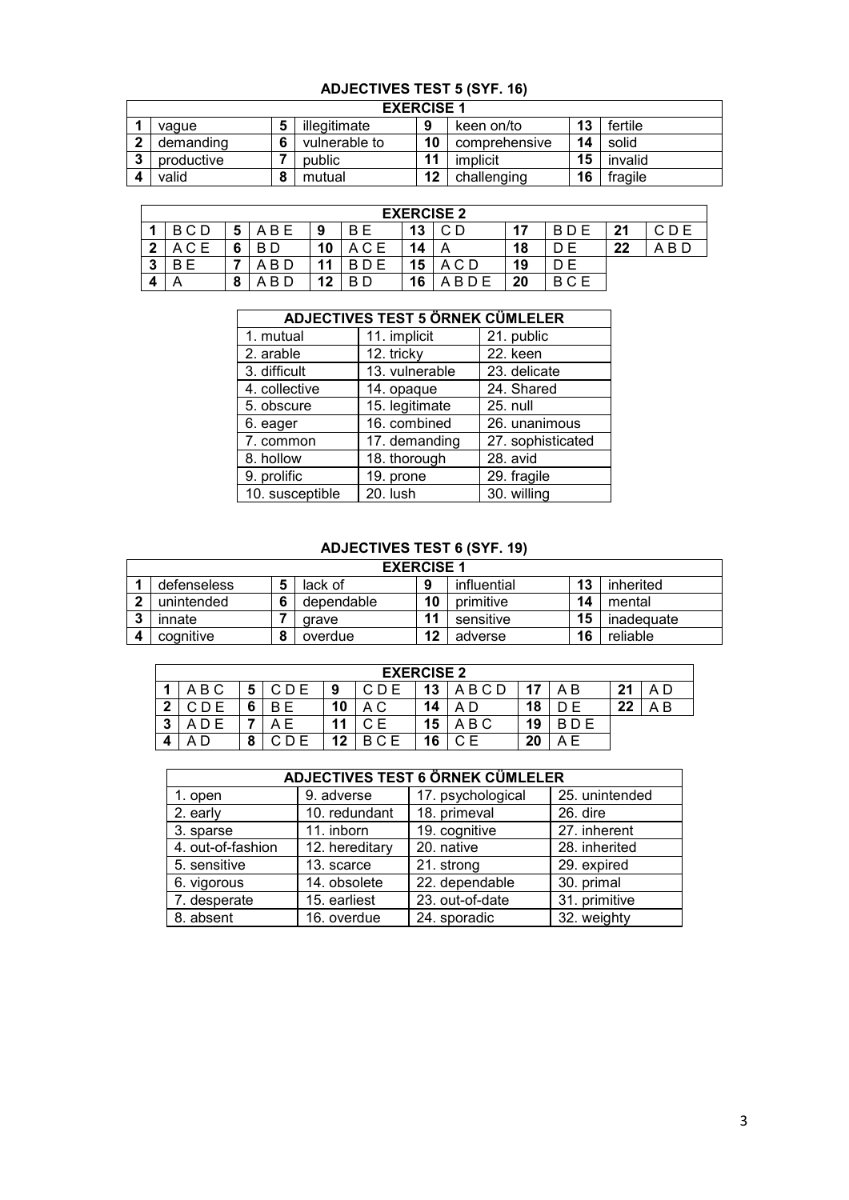### ADJECTIVES TEST 5 (SYF. 16)

| EXERCISE 1 | | | | | | | |
|---|---|---|---|---|---|---|---|
| 1 | vague | 5 | illegitimate | 9 | keen on/to | 13 | fertile |
| 2 | demanding | 6 | vulnerable to | 10 | comprehensive | 14 | solid |
| 3 | productive | 7 | public | 11 | implicit | 15 | invalid |
| 4 | valid | 8 | mutual | 12 | challenging | 16 | fragile |

| EXERCISE 2 | | | | | | | | | | | |
|---|---|---|---|---|---|---|---|---|---|---|---|
| 1 | B C D | 5 | A B E | 9 | B E | 13 | C D | 17 | B D E | 21 | C D E |
| 2 | A C E | 6 | B D | 10 | A C E | 14 | A | 18 | D E | 22 | A B D |
| 3 | B E | 7 | A B D | 11 | B D E | 15 | A C D | 19 | D E | | |
| 4 | A | 8 | A B D | 12 | B D | 16 | A B D E | 20 | B C E | | |

| ADJECTIVES TEST 5 ÖRNEK CÜMLELER | | |
|---|---|---|
| 1. mutual | 11. implicit | 21. public |
| 2. arable | 12. tricky | 22. keen |
| 3. difficult | 13. vulnerable | 23. delicate |
| 4. collective | 14. opaque | 24. Shared |
| 5. obscure | 15. legitimate | 25. null |
| 6. eager | 16. combined | 26. unanimous |
| 7. common | 17. demanding | 27. sophisticated |
| 8. hollow | 18. thorough | 28. avid |
| 9. prolific | 19. prone | 29. fragile |
| 10. susceptible | 20. lush | 30. willing |

### ADJECTIVES TEST 6 (SYF. 19)

| EXERCISE 1 | | | | | | | |
|---|---|---|---|---|---|---|---|
| 1 | defenseless | 5 | lack of | 9 | influential | 13 | inherited |
| 2 | unintended | 6 | dependable | 10 | primitive | 14 | mental |
| 3 | innate | 7 | grave | 11 | sensitive | 15 | inadequate |
| 4 | cognitive | 8 | overdue | 12 | adverse | 16 | reliable |

| EXERCISE 2 | | | | | | | | | | | |
|---|---|---|---|---|---|---|---|---|---|---|---|
| 1 | A B C | 5 | C D E | 9 | C D E | 13 | A B C D | 17 | A B | 21 | A D |
| 2 | C D E | 6 | B E | 10 | A C | 14 | A D | 18 | D E | 22 | A B |
| 3 | A D E | 7 | A E | 11 | C E | 15 | A B C | 19 | B D E | | |
| 4 | A D | 8 | C D E | 12 | B C E | 16 | C E | 20 | A E | | |

| ADJECTIVES TEST 6 ÖRNEK CÜMLELER | | | |
|---|---|---|---|
| 1. open | 9. adverse | 17. psychological | 25. unintended |
| 2. early | 10. redundant | 18. primeval | 26. dire |
| 3. sparse | 11. inborn | 19. cognitive | 27. inherent |
| 4. out-of-fashion | 12. hereditary | 20. native | 28. inherited |
| 5. sensitive | 13. scarce | 21. strong | 29. expired |
| 6. vigorous | 14. obsolete | 22. dependable | 30. primal |
| 7. desperate | 15. earliest | 23. out-of-date | 31. primitive |
| 8. absent | 16. overdue | 24. sporadic | 32. weighty |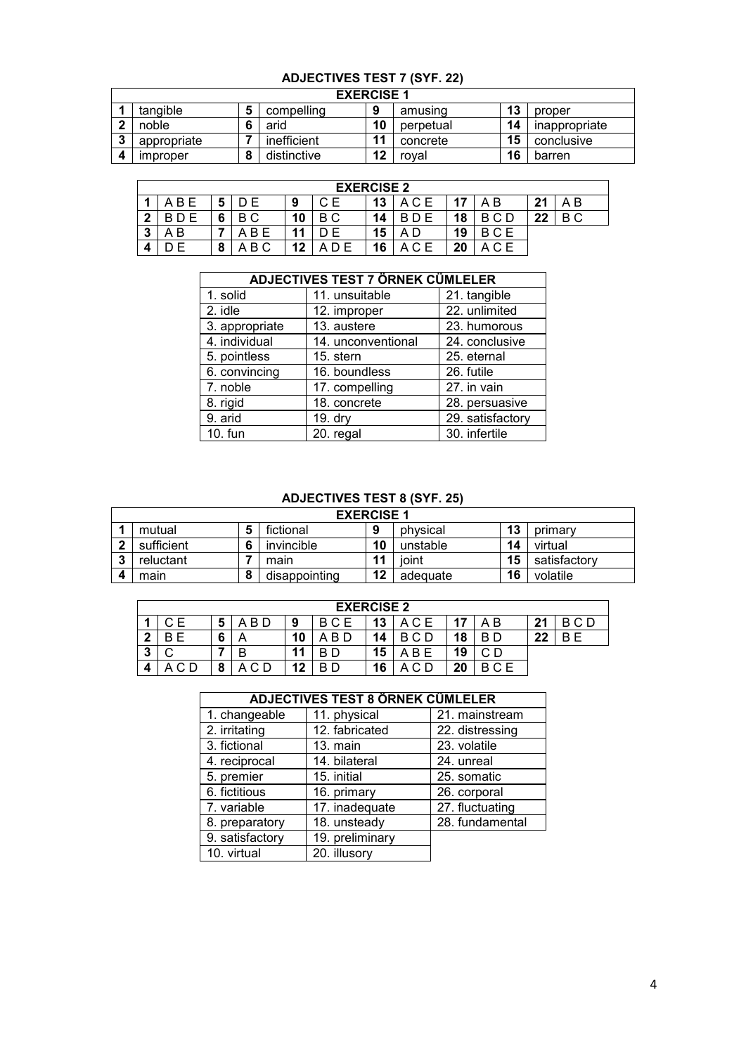## ADJECTIVES TEST 7 (SYF. 22)

| EXERCISE 1 | | | | | | | |
|---|---|---|---|---|---|---|---|
| 1 | tangible | 5 | compelling | 9 | amusing | 13 | proper |
| 2 | noble | 6 | arid | 10 | perpetual | 14 | inappropriate |
| 3 | appropriate | 7 | inefficient | 11 | concrete | 15 | conclusive |
| 4 | improper | 8 | distinctive | 12 | royal | 16 | barren |

| EXERCISE 2 | | | | | | | | | | | |
|---|---|---|---|---|---|---|---|---|---|---|---|
| 1 | A B E | 5 | D E | 9 | C E | 13 | A C E | 17 | A B | 21 | A B |
| 2 | B D E | 6 | B C | 10 | B C | 14 | B D E | 18 | B C D | 22 | B C |
| 3 | A B | 7 | A B E | 11 | D E | 15 | A D | 19 | B C E | | |
| 4 | D E | 8 | A B C | 12 | A D E | 16 | A C E | 20 | A C E | | |

| ADJECTIVES TEST 7 ÖRNEK CÜMLELER | | |
|---|---|---|
| 1. solid | 11. unsuitable | 21. tangible |
| 2. idle | 12. improper | 22. unlimited |
| 3. appropriate | 13. austere | 23. humorous |
| 4. individual | 14. unconventional | 24. conclusive |
| 5. pointless | 15. stern | 25. eternal |
| 6. convincing | 16. boundless | 26. futile |
| 7. noble | 17. compelling | 27. in vain |
| 8. rigid | 18. concrete | 28. persuasive |
| 9. arid | 19. dry | 29. satisfactory |
| 10. fun | 20. regal | 30. infertile |

## ADJECTIVES TEST 8 (SYF. 25)

| EXERCISE 1 | | | | | | | |
|---|---|---|---|---|---|---|---|
| 1 | mutual | 5 | fictional | 9 | physical | 13 | primary |
| 2 | sufficient | 6 | invincible | 10 | unstable | 14 | virtual |
| 3 | reluctant | 7 | main | 11 | joint | 15 | satisfactory |
| 4 | main | 8 | disappointing | 12 | adequate | 16 | volatile |

| EXERCISE 2 | | | | | | | | | | | |
|---|---|---|---|---|---|---|---|---|---|---|---|
| 1 | C E | 5 | A B D | 9 | B C E | 13 | A C E | 17 | A B | 21 | B C D |
| 2 | B E | 6 | A | 10 | A B D | 14 | B C D | 18 | B D | 22 | B E |
| 3 | C | 7 | B | 11 | B D | 15 | A B E | 19 | C D | | |
| 4 | A C D | 8 | A C D | 12 | B D | 16 | A C D | 20 | B C E | | |

| ADJECTIVES TEST 8 ÖRNEK CÜMLELER | | |
|---|---|---|
| 1. changeable | 11. physical | 21. mainstream |
| 2. irritating | 12. fabricated | 22. distressing |
| 3. fictional | 13. main | 23. volatile |
| 4. reciprocal | 14. bilateral | 24. unreal |
| 5. premier | 15. initial | 25. somatic |
| 6. fictitious | 16. primary | 26. corporal |
| 7. variable | 17. inadequate | 27. fluctuating |
| 8. preparatory | 18. unsteady | 28. fundamental |
| 9. satisfactory | 19. preliminary | |
| 10. virtual | 20. illusory | |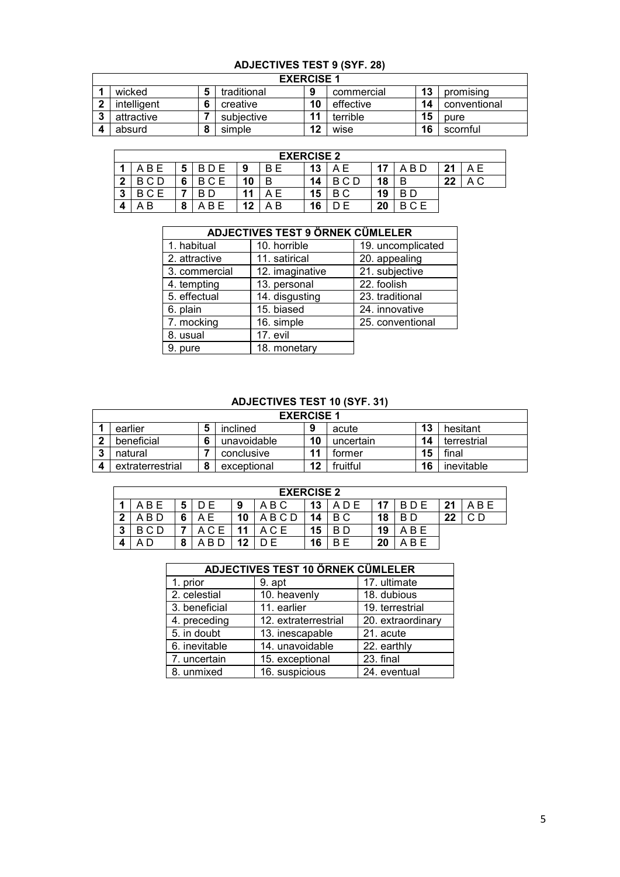## ADJECTIVES TEST 9 (SYF. 28)

| EXERCISE 1 | | | | | | | |
|---|---|---|---|---|---|---|---|
| 1 | wicked | 5 | traditional | 9 | commercial | 13 | promising |
| 2 | intelligent | 6 | creative | 10 | effective | 14 | conventional |
| 3 | attractive | 7 | subjective | 11 | terrible | 15 | pure |
| 4 | absurd | 8 | simple | 12 | wise | 16 | scornful |

| EXERCISE 2 | | | | | | | | | | | |
|---|---|---|---|---|---|---|---|---|---|---|---|
| 1 | A B E | 5 | B D E | 9 | B E | 13 | A E | 17 | A B D | 21 | A E |
| 2 | B C D | 6 | B C E | 10 | B | 14 | B C D | 18 | B | 22 | A C |
| 3 | B C E | 7 | B D | 11 | A E | 15 | B C | 19 | B D | | |
| 4 | A B | 8 | A B E | 12 | A B | 16 | D E | 20 | B C E | | |

| ADJECTIVES TEST 9 ÖRNEK CÜMLELER | | |
|---|---|---|
| 1. habitual | 10. horrible | 19. uncomplicated |
| 2. attractive | 11. satirical | 20. appealing |
| 3. commercial | 12. imaginative | 21. subjective |
| 4. tempting | 13. personal | 22. foolish |
| 5. effectual | 14. disgusting | 23. traditional |
| 6. plain | 15. biased | 24. innovative |
| 7. mocking | 16. simple | 25. conventional |
| 8. usual | 17. evil | |
| 9. pure | 18. monetary | |

## ADJECTIVES TEST 10 (SYF. 31)

| EXERCISE 1 | | | | | | | |
|---|---|---|---|---|---|---|---|
| 1 | earlier | 5 | inclined | 9 | acute | 13 | hesitant |
| 2 | beneficial | 6 | unavoidable | 10 | uncertain | 14 | terrestrial |
| 3 | natural | 7 | conclusive | 11 | former | 15 | final |
| 4 | extraterrestrial | 8 | exceptional | 12 | fruitful | 16 | inevitable |

| EXERCISE 2 | | | | | | | | | | | |
|---|---|---|---|---|---|---|---|---|---|---|---|
| 1 | A B E | 5 | D E | 9 | A B C | 13 | A D E | 17 | B D E | 21 | A B E |
| 2 | A B D | 6 | A E | 10 | A B C D | 14 | B C | 18 | B D | 22 | C D |
| 3 | B C D | 7 | A C E | 11 | A C E | 15 | B D | 19 | A B E | | |
| 4 | A D | 8 | A B D | 12 | D E | 16 | B E | 20 | A B E | | |

| ADJECTIVES TEST 10 ÖRNEK CÜMLELER | | |
|---|---|---|
| 1. prior | 9. apt | 17. ultimate |
| 2. celestial | 10. heavenly | 18. dubious |
| 3. beneficial | 11. earlier | 19. terrestrial |
| 4. preceding | 12. extraterrestrial | 20. extraordinary |
| 5. in doubt | 13. inescapable | 21. acute |
| 6. inevitable | 14. unavoidable | 22. earthly |
| 7. uncertain | 15. exceptional | 23. final |
| 8. unmixed | 16. suspicious | 24. eventual |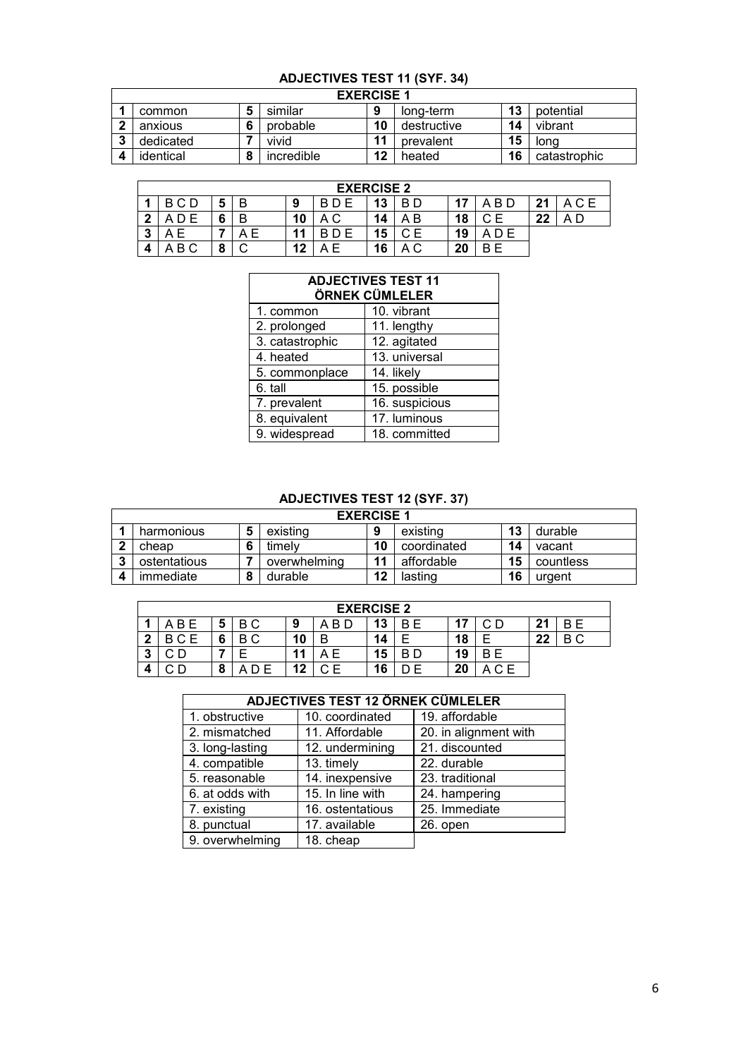### ADJECTIVES TEST 11 (SYF. 34)

| EXERCISE 1 | | | | | | | |
|---|---|---|---|---|---|---|---|
| 1 | common | 5 | similar | 9 | long-term | 13 | potential |
| 2 | anxious | 6 | probable | 10 | destructive | 14 | vibrant |
| 3 | dedicated | 7 | vivid | 11 | prevalent | 15 | long |
| 4 | identical | 8 | incredible | 12 | heated | 16 | catastrophic |

| EXERCISE 2 | | | | | | | | | | | |
|---|---|---|---|---|---|---|---|---|---|---|---|
| 1 | B C D | 5 | B | 9 | B D E | 13 | B D | 17 | A B D | 21 | A C E |
| 2 | A D E | 6 | B | 10 | A C | 14 | A B | 18 | C E | 22 | A D |
| 3 | A E | 7 | A E | 11 | B D E | 15 | C E | 19 | A D E | | |
| 4 | A B C | 8 | C | 12 | A E | 16 | A C | 20 | B E | | |

| ADJECTIVES TEST 11 ÖRNEK CÜMLELER | |
|---|---|
| 1. common | 10. vibrant |
| 2. prolonged | 11. lengthy |
| 3. catastrophic | 12. agitated |
| 4. heated | 13. universal |
| 5. commonplace | 14. likely |
| 6. tall | 15. possible |
| 7. prevalent | 16. suspicious |
| 8. equivalent | 17. luminous |
| 9. widespread | 18. committed |

### ADJECTIVES TEST 12 (SYF. 37)

| EXERCISE 1 | | | | | | | |
|---|---|---|---|---|---|---|---|
| 1 | harmonious | 5 | existing | 9 | existing | 13 | durable |
| 2 | cheap | 6 | timely | 10 | coordinated | 14 | vacant |
| 3 | ostentatious | 7 | overwhelming | 11 | affordable | 15 | countless |
| 4 | immediate | 8 | durable | 12 | lasting | 16 | urgent |

| EXERCISE 2 | | | | | | | | | | | |
|---|---|---|---|---|---|---|---|---|---|---|---|
| 1 | A B E | 5 | B C | 9 | A B D | 13 | B E | 17 | C D | 21 | B E |
| 2 | B C E | 6 | B C | 10 | B | 14 | E | 18 | E | 22 | B C |
| 3 | C D | 7 | E | 11 | A E | 15 | B D | 19 | B E | | |
| 4 | C D | 8 | A D E | 12 | C E | 16 | D E | 20 | A C E | | |

| ADJECTIVES TEST 12 ÖRNEK CÜMLELER | | |
|---|---|---|
| 1. obstructive | 10. coordinated | 19. affordable |
| 2. mismatched | 11. Affordable | 20. in alignment with |
| 3. long-lasting | 12. undermining | 21. discounted |
| 4. compatible | 13. timely | 22. durable |
| 5. reasonable | 14. inexpensive | 23. traditional |
| 6. at odds with | 15. In line with | 24. hampering |
| 7. existing | 16. ostentatious | 25. Immediate |
| 8. punctual | 17. available | 26. open |
| 9. overwhelming | 18. cheap | |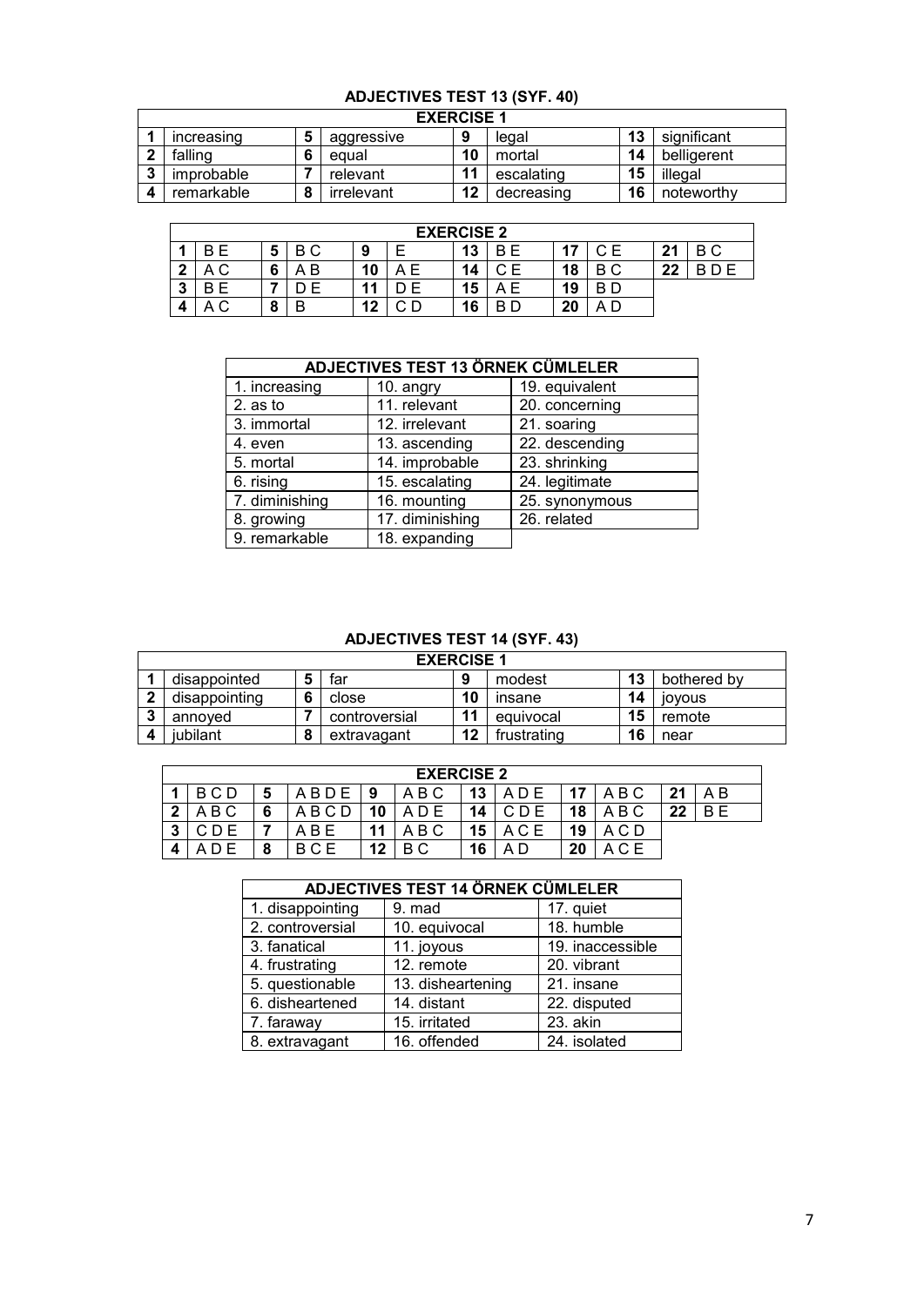## ADJECTIVES TEST 13 (SYF. 40)

| EXERCISE 1 | | | | | | | |
|---|---|---|---|---|---|---|---|
| 1 | increasing | 5 | aggressive | 9 | legal | 13 | significant |
| 2 | falling | 6 | equal | 10 | mortal | 14 | belligerent |
| 3 | improbable | 7 | relevant | 11 | escalating | 15 | illegal |
| 4 | remarkable | 8 | irrelevant | 12 | decreasing | 16 | noteworthy |

| EXERCISE 2 | | | | | | | | | | | |
|---|---|---|---|---|---|---|---|---|---|---|---|
| 1 | B E | 5 | B C | 9 | E | 13 | B E | 17 | C E | 21 | B C |
| 2 | A C | 6 | A B | 10 | A E | 14 | C E | 18 | B C | 22 | B D E |
| 3 | B E | 7 | D E | 11 | D E | 15 | A E | 19 | B D | | |
| 4 | A C | 8 | B | 12 | C D | 16 | B D | 20 | A D | | |

| ADJECTIVES TEST 13 ÖRNEK CÜMLELER | | |
|---|---|---|
| 1. increasing | 10. angry | 19. equivalent |
| 2. as to | 11. relevant | 20. concerning |
| 3. immortal | 12. irrelevant | 21. soaring |
| 4. even | 13. ascending | 22. descending |
| 5. mortal | 14. improbable | 23. shrinking |
| 6. rising | 15. escalating | 24. legitimate |
| 7. diminishing | 16. mounting | 25. synonymous |
| 8. growing | 17. diminishing | 26. related |
| 9. remarkable | 18. expanding | |

## ADJECTIVES TEST 14 (SYF. 43)

| EXERCISE 1 | | | | | | | |
|---|---|---|---|---|---|---|---|
| 1 | disappointed | 5 | far | 9 | modest | 13 | bothered by |
| 2 | disappointing | 6 | close | 10 | insane | 14 | joyous |
| 3 | annoyed | 7 | controversial | 11 | equivocal | 15 | remote |
| 4 | jubilant | 8 | extravagant | 12 | frustrating | 16 | near |

| EXERCISE 2 | | | | | | | | | | | |
|---|---|---|---|---|---|---|---|---|---|---|---|
| 1 | B C D | 5 | A B D E | 9 | A B C | 13 | A D E | 17 | A B C | 21 | A B |
| 2 | A B C | 6 | A B C D | 10 | A D E | 14 | C D E | 18 | A B C | 22 | B E |
| 3 | C D E | 7 | A B E | 11 | A B C | 15 | A C E | 19 | A C D | | |
| 4 | A D E | 8 | B C E | 12 | B C | 16 | A D | 20 | A C E | | |

| ADJECTIVES TEST 14 ÖRNEK CÜMLELER | | |
|---|---|---|
| 1. disappointing | 9. mad | 17. quiet |
| 2. controversial | 10. equivocal | 18. humble |
| 3. fanatical | 11. joyous | 19. inaccessible |
| 4. frustrating | 12. remote | 20. vibrant |
| 5. questionable | 13. disheartening | 21. insane |
| 6. disheartened | 14. distant | 22. disputed |
| 7. faraway | 15. irritated | 23. akin |
| 8. extravagant | 16. offended | 24. isolated |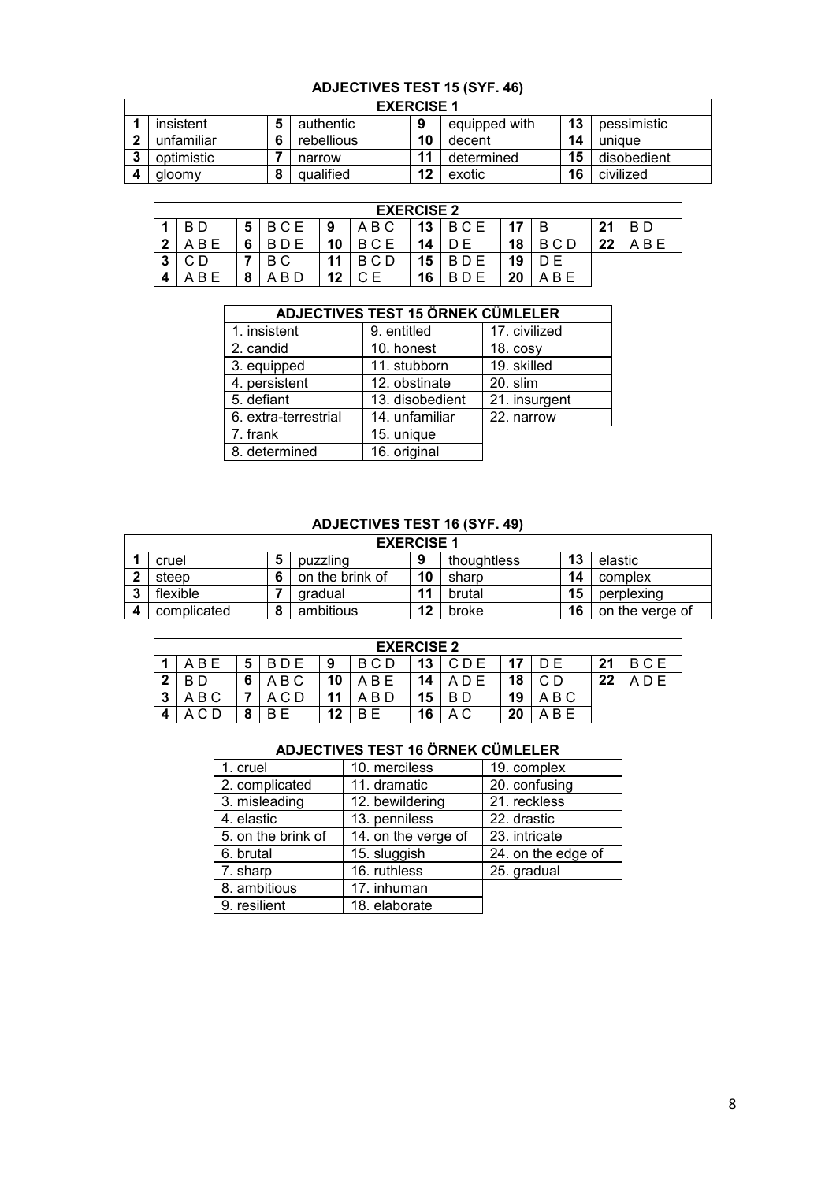## ADJECTIVES TEST 15 (SYF. 46)

| EXERCISE 1 | | | | | | | |
|---|---|---|---|---|---|---|---|
| 1 | insistent | 5 | authentic | 9 | equipped with | 13 | pessimistic |
| 2 | unfamiliar | 6 | rebellious | 10 | decent | 14 | unique |
| 3 | optimistic | 7 | narrow | 11 | determined | 15 | disobedient |
| 4 | gloomy | 8 | qualified | 12 | exotic | 16 | civilized |

| EXERCISE 2 | | | | | | | | | | | |
|---|---|---|---|---|---|---|---|---|---|---|---|
| 1 | B D | 5 | B C E | 9 | A B C | 13 | B C E | 17 | B | 21 | B D |
| 2 | A B E | 6 | B D E | 10 | B C E | 14 | D E | 18 | B C D | 22 | A B E |
| 3 | C D | 7 | B C | 11 | B C D | 15 | B D E | 19 | D E | | |
| 4 | A B E | 8 | A B D | 12 | C E | 16 | B D E | 20 | A B E | | |

| ADJECTIVES TEST 15 ÖRNEK CÜMLELER | | |
|---|---|---|
| 1. insistent | 9. entitled | 17. civilized |
| 2. candid | 10. honest | 18. cosy |
| 3. equipped | 11. stubborn | 19. skilled |
| 4. persistent | 12. obstinate | 20. slim |
| 5. defiant | 13. disobedient | 21. insurgent |
| 6. extra-terrestrial | 14. unfamiliar | 22. narrow |
| 7. frank | 15. unique | |
| 8. determined | 16. original | |

## ADJECTIVES TEST 16 (SYF. 49)

| EXERCISE 1 | | | | | | | |
|---|---|---|---|---|---|---|---|
| 1 | cruel | 5 | puzzling | 9 | thoughtless | 13 | elastic |
| 2 | steep | 6 | on the brink of | 10 | sharp | 14 | complex |
| 3 | flexible | 7 | gradual | 11 | brutal | 15 | perplexing |
| 4 | complicated | 8 | ambitious | 12 | broke | 16 | on the verge of |

| EXERCISE 2 | | | | | | | | | | | |
|---|---|---|---|---|---|---|---|---|---|---|---|
| 1 | A B E | 5 | B D E | 9 | B C D | 13 | C D E | 17 | D E | 21 | B C E |
| 2 | B D | 6 | A B C | 10 | A B E | 14 | A D E | 18 | C D | 22 | A D E |
| 3 | A B C | 7 | A C D | 11 | A B D | 15 | B D | 19 | A B C | | |
| 4 | A C D | 8 | B E | 12 | B E | 16 | A C | 20 | A B E | | |

| ADJECTIVES TEST 16 ÖRNEK CÜMLELER | | |
|---|---|---|
| 1. cruel | 10. merciless | 19. complex |
| 2. complicated | 11. dramatic | 20. confusing |
| 3. misleading | 12. bewildering | 21. reckless |
| 4. elastic | 13. penniless | 22. drastic |
| 5. on the brink of | 14. on the verge of | 23. intricate |
| 6. brutal | 15. sluggish | 24. on the edge of |
| 7. sharp | 16. ruthless | 25. gradual |
| 8. ambitious | 17. inhuman | |
| 9. resilient | 18. elaborate | |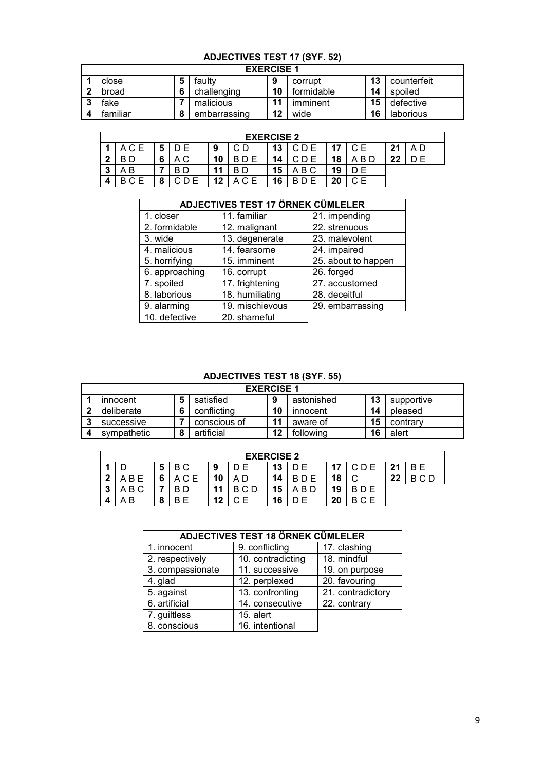## ADJECTIVES TEST 17 (SYF. 52)

| EXERCISE 1 | | | | | | | |
|---|---|---|---|---|---|---|---|
| 1 | close | 5 | faulty | 9 | corrupt | 13 | counterfeit |
| 2 | broad | 6 | challenging | 10 | formidable | 14 | spoiled |
| 3 | fake | 7 | malicious | 11 | imminent | 15 | defective |
| 4 | familiar | 8 | embarrassing | 12 | wide | 16 | laborious |

| EXERCISE 2 | | | | | | | | | | | |
|---|---|---|---|---|---|---|---|---|---|---|---|
| 1 | A C E | 5 | D E | 9 | C D | 13 | C D E | 17 | C E | 21 | A D |
| 2 | B D | 6 | A C | 10 | B D E | 14 | C D E | 18 | A B D | 22 | D E |
| 3 | A B | 7 | B D | 11 | B D | 15 | A B C | 19 | D E | | |
| 4 | B C E | 8 | C D E | 12 | A C E | 16 | B D E | 20 | C E | | |

| ADJECTIVES TEST 17 ÖRNEK CÜMLELER | | |
|---|---|---|
| 1. closer | 11. familiar | 21. impending |
| 2. formidable | 12. malignant | 22. strenuous |
| 3. wide | 13. degenerate | 23. malevolent |
| 4. malicious | 14. fearsome | 24. impaired |
| 5. horrifying | 15. imminent | 25. about to happen |
| 6. approaching | 16. corrupt | 26. forged |
| 7. spoiled | 17. frightening | 27. accustomed |
| 8. laborious | 18. humiliating | 28. deceitful |
| 9. alarming | 19. mischievous | 29. embarrassing |
| 10. defective | 20. shameful | |

## ADJECTIVES TEST 18 (SYF. 55)

| EXERCISE 1 | | | | | | | |
|---|---|---|---|---|---|---|---|
| 1 | innocent | 5 | satisfied | 9 | astonished | 13 | supportive |
| 2 | deliberate | 6 | conflicting | 10 | innocent | 14 | pleased |
| 3 | successive | 7 | conscious of | 11 | aware of | 15 | contrary |
| 4 | sympathetic | 8 | artificial | 12 | following | 16 | alert |

| EXERCISE 2 | | | | | | | | | | | |
|---|---|---|---|---|---|---|---|---|---|---|---|
| 1 | D | 5 | B C | 9 | D E | 13 | D E | 17 | C D E | 21 | B E |
| 2 | A B E | 6 | A C E | 10 | A D | 14 | B D E | 18 | C | 22 | B C D |
| 3 | A B C | 7 | B D | 11 | B C D | 15 | A B D | 19 | B D E | | |
| 4 | A B | 8 | B E | 12 | C E | 16 | D E | 20 | B C E | | |

| ADJECTIVES TEST 18 ÖRNEK CÜMLELER | | |
|---|---|---|
| 1. innocent | 9. conflicting | 17. clashing |
| 2. respectively | 10. contradicting | 18. mindful |
| 3. compassionate | 11. successive | 19. on purpose |
| 4. glad | 12. perplexed | 20. favouring |
| 5. against | 13. confronting | 21. contradictory |
| 6. artificial | 14. consecutive | 22. contrary |
| 7. guiltless | 15. alert | |
| 8. conscious | 16. intentional | |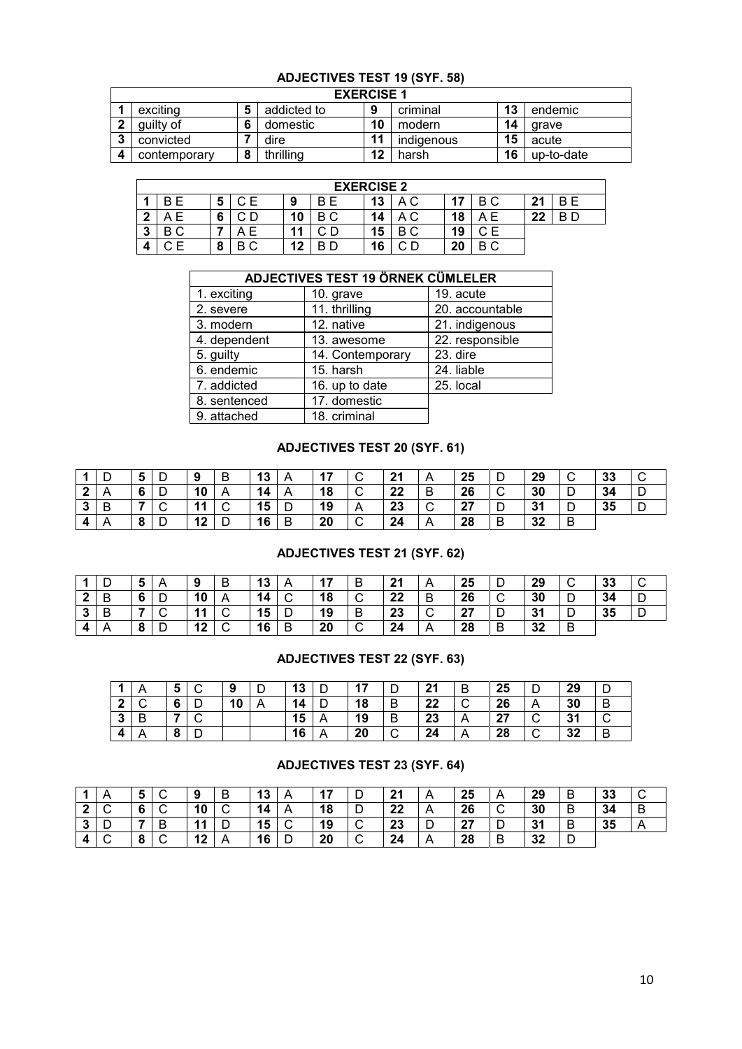## ADJECTIVES TEST 19 (SYF. 58)

| EXERCISE 1 | | | | | | | |
|---|---|---|---|---|---|---|---|
| 1 | exciting | 5 | addicted to | 9 | criminal | 13 | endemic |
| 2 | guilty of | 6 | domestic | 10 | modern | 14 | grave |
| 3 | convicted | 7 | dire | 11 | indigenous | 15 | acute |
| 4 | contemporary | 8 | thrilling | 12 | harsh | 16 | up-to-date |

| EXERCISE 2 | | | | | | | | | | | |
|---|---|---|---|---|---|---|---|---|---|---|---|
| 1 | B E | 5 | C E | 9 | B E | 13 | A C | 17 | B C | 21 | B E |
| 2 | A E | 6 | C D | 10 | B C | 14 | A C | 18 | A E | 22 | B D |
| 3 | B C | 7 | A E | 11 | C D | 15 | B C | 19 | C E | | |
| 4 | C E | 8 | B C | 12 | B D | 16 | C D | 20 | B C | | |

| ADJECTIVES TEST 19 ÖRNEK CÜMLELER | | |
|---|---|---|
| 1. exciting | 10. grave | 19. acute |
| 2. severe | 11. thrilling | 20. accountable |
| 3. modern | 12. native | 21. indigenous |
| 4. dependent | 13. awesome | 22. responsible |
| 5. guilty | 14. Contemporary | 23. dire |
| 6. endemic | 15. harsh | 24. liable |
| 7. addicted | 16. up to date | 25. local |
| 8. sentenced | 17. domestic | |
| 9. attached | 18. criminal | |

## ADJECTIVES TEST 20 (SYF. 61)

| | | | | | | | | | | | | | | | | | |
|---|---|---|---|---|---|---|---|---|---|---|---|---|---|---|---|---|---|
| 1 | D | 5 | D | 9 | B | 13 | A | 17 | C | 21 | A | 25 | D | 29 | C | 33 | C |
| 2 | A | 6 | D | 10 | A | 14 | A | 18 | C | 22 | B | 26 | C | 30 | D | 34 | D |
| 3 | B | 7 | C | 11 | C | 15 | D | 19 | A | 23 | C | 27 | D | 31 | D | 35 | D |
| 4 | A | 8 | D | 12 | D | 16 | B | 20 | C | 24 | A | 28 | B | 32 | B | | |

## ADJECTIVES TEST 21 (SYF. 62)

| | | | | | | | | | | | | | | | | | |
|---|---|---|---|---|---|---|---|---|---|---|---|---|---|---|---|---|---|
| 1 | D | 5 | A | 9 | B | 13 | A | 17 | B | 21 | A | 25 | D | 29 | C | 33 | C |
| 2 | B | 6 | D | 10 | A | 14 | C | 18 | C | 22 | B | 26 | C | 30 | D | 34 | D |
| 3 | B | 7 | C | 11 | C | 15 | D | 19 | B | 23 | C | 27 | D | 31 | D | 35 | D |
| 4 | A | 8 | D | 12 | C | 16 | B | 20 | C | 24 | A | 28 | B | 32 | B | | |

## ADJECTIVES TEST 22 (SYF. 63)

| | | | | | | | | | | | | | | | |
|---|---|---|---|---|---|---|---|---|---|---|---|---|---|---|---|
| 1 | A | 5 | C | 9 | D | 13 | D | 17 | D | 21 | B | 25 | D | 29 | D |
| 2 | C | 6 | D | 10 | A | 14 | D | 18 | B | 22 | C | 26 | A | 30 | B |
| 3 | B | 7 | C | | | 15 | A | 19 | B | 23 | A | 27 | C | 31 | C |
| 4 | A | 8 | D | | | 16 | A | 20 | C | 24 | A | 28 | C | 32 | B |

## ADJECTIVES TEST 23 (SYF. 64)

| | | | | | | | | | | | | | | | | | |
|---|---|---|---|---|---|---|---|---|---|---|---|---|---|---|---|---|---|
| 1 | A | 5 | C | 9 | B | 13 | A | 17 | D | 21 | A | 25 | A | 29 | B | 33 | C |
| 2 | C | 6 | C | 10 | C | 14 | A | 18 | D | 22 | A | 26 | C | 30 | B | 34 | B |
| 3 | D | 7 | B | 11 | D | 15 | C | 19 | C | 23 | D | 27 | D | 31 | B | 35 | A |
| 4 | C | 8 | C | 12 | A | 16 | D | 20 | C | 24 | A | 28 | B | 32 | D | | |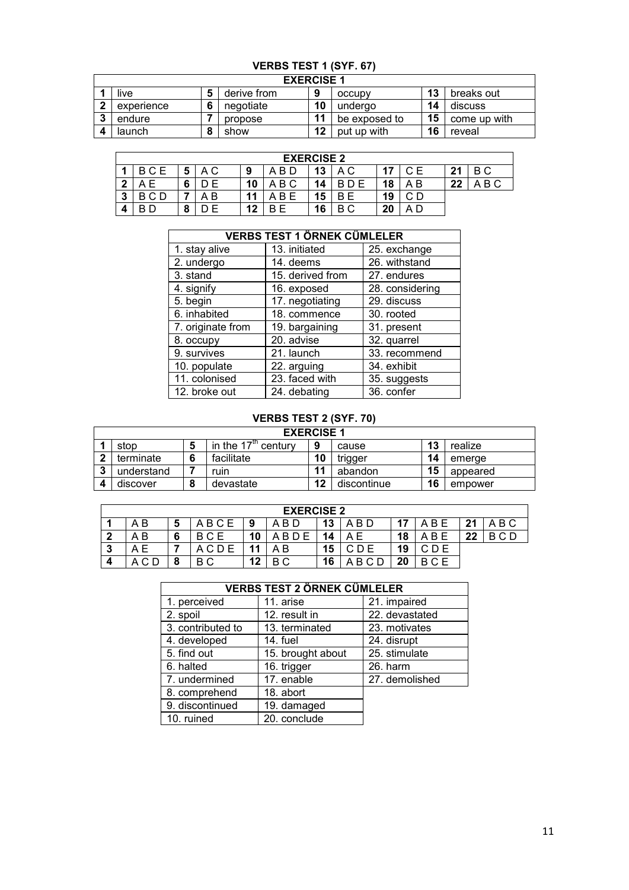## VERBS TEST 1 (SYF. 67)

**EXERCISE 1**

| | | | | | | | |
|---|---|---|---|---|---|---|---|
| 1 | live | 5 | derive from | 9 | occupy | 13 | breaks out |
| 2 | experience | 6 | negotiate | 10 | undergo | 14 | discuss |
| 3 | endure | 7 | propose | 11 | be exposed to | 15 | come up with |
| 4 | launch | 8 | show | 12 | put up with | 16 | reveal |

**EXERCISE 2**

| | | | | | | | | | | | |
|---|---|---|---|---|---|---|---|---|---|---|---|
| 1 | B C E | 5 | A C | 9 | A B D | 13 | A C | 17 | C E | 21 | B C |
| 2 | A E | 6 | D E | 10 | A B C | 14 | B D E | 18 | A B | 22 | A B C |
| 3 | B C D | 7 | A B | 11 | A B E | 15 | B E | 19 | C D | | |
| 4 | B D | 8 | D E | 12 | B E | 16 | B C | 20 | A D | | |

**VERBS TEST 1 ÖRNEK CÜMLELER**

| | | |
|---|---|---|
| 1. stay alive | 13. initiated | 25. exchange |
| 2. undergo | 14. deems | 26. withstand |
| 3. stand | 15. derived from | 27. endures |
| 4. signify | 16. exposed | 28. considering |
| 5. begin | 17. negotiating | 29. discuss |
| 6. inhabited | 18. commence | 30. rooted |
| 7. originate from | 19. bargaining | 31. present |
| 8. occupy | 20. advise | 32. quarrel |
| 9. survives | 21. launch | 33. recommend |
| 10. populate | 22. arguing | 34. exhibit |
| 11. colonised | 23. faced with | 35. suggests |
| 12. broke out | 24. debating | 36. confer |

## VERBS TEST 2 (SYF. 70)

**EXERCISE 1**

| | | | | | | | |
|---|---|---|---|---|---|---|---|
| 1 | stop | 5 | in the 17th century | 9 | cause | 13 | realize |
| 2 | terminate | 6 | facilitate | 10 | trigger | 14 | emerge |
| 3 | understand | 7 | ruin | 11 | abandon | 15 | appeared |
| 4 | discover | 8 | devastate | 12 | discontinue | 16 | empower |

**EXERCISE 2**

| | | | | | | | | | | | |
|---|---|---|---|---|---|---|---|---|---|---|---|
| 1 | A B | 5 | A B C E | 9 | A B D | 13 | A B D | 17 | A B E | 21 | A B C |
| 2 | A B | 6 | B C E | 10 | A B D E | 14 | A E | 18 | A B E | 22 | B C D |
| 3 | A E | 7 | A C D E | 11 | A B | 15 | C D E | 19 | C D E | | |
| 4 | A C D | 8 | B C | 12 | B C | 16 | A B C D | 20 | B C E | | |

**VERBS TEST 2 ÖRNEK CÜMLELER**

| | | |
|---|---|---|
| 1. perceived | 11. arise | 21. impaired |
| 2. spoil | 12. result in | 22. devastated |
| 3. contributed to | 13. terminated | 23. motivates |
| 4. developed | 14. fuel | 24. disrupt |
| 5. find out | 15. brought about | 25. stimulate |
| 6. halted | 16. trigger | 26. harm |
| 7. undermined | 17. enable | 27. demolished |
| 8. comprehend | 18. abort | |
| 9. discontinued | 19. damaged | |
| 10. ruined | 20. conclude | |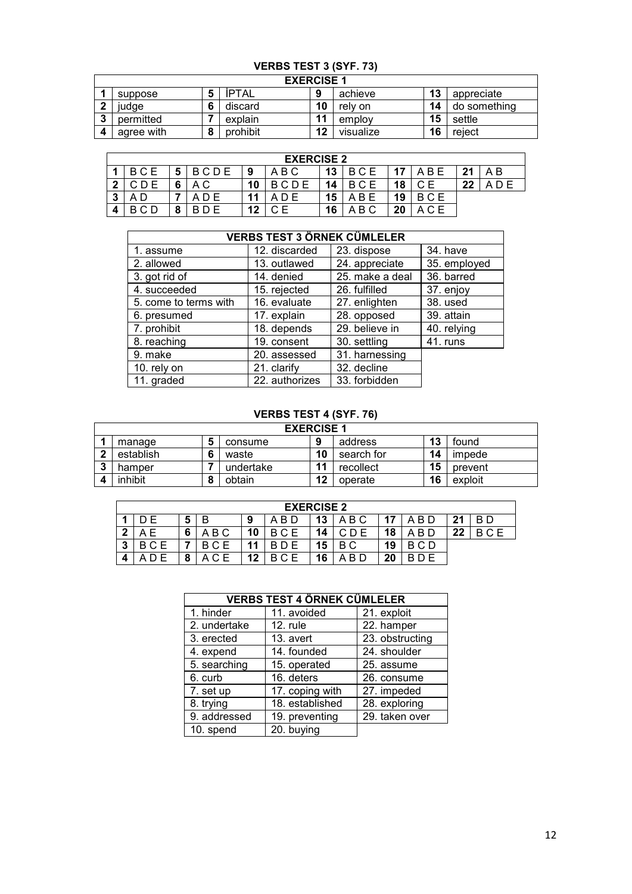## VERBS TEST 3 (SYF. 73)

| EXERCISE 1 | | | | | | | |
|---|---|---|---|---|---|---|---|
| 1 | suppose | 5 | İPTAL | 9 | achieve | 13 | appreciate |
| 2 | judge | 6 | discard | 10 | rely on | 14 | do something |
| 3 | permitted | 7 | explain | 11 | employ | 15 | settle |
| 4 | agree with | 8 | prohibit | 12 | visualize | 16 | reject |

| EXERCISE 2 | | | | | | | | | | | |
|---|---|---|---|---|---|---|---|---|---|---|---|
| 1 | B C E | 5 | B C D E | 9 | A B C | 13 | B C E | 17 | A B E | 21 | A B |
| 2 | C D E | 6 | A C | 10 | B C D E | 14 | B C E | 18 | C E | 22 | A D E |
| 3 | A D | 7 | A D E | 11 | A D E | 15 | A B E | 19 | B C E | | |
| 4 | B C D | 8 | B D E | 12 | C E | 16 | A B C | 20 | A C E | | |

| VERBS TEST 3 ÖRNEK CÜMLELER | | | |
|---|---|---|---|
| 1. assume | 12. discarded | 23. dispose | 34. have |
| 2. allowed | 13. outlawed | 24. appreciate | 35. employed |
| 3. got rid of | 14. denied | 25. make a deal | 36. barred |
| 4. succeeded | 15. rejected | 26. fulfilled | 37. enjoy |
| 5. come to terms with | 16. evaluate | 27. enlighten | 38. used |
| 6. presumed | 17. explain | 28. opposed | 39. attain |
| 7. prohibit | 18. depends | 29. believe in | 40. relying |
| 8. reaching | 19. consent | 30. settling | 41. runs |
| 9. make | 20. assessed | 31. harnessing | |
| 10. rely on | 21. clarify | 32. decline | |
| 11. graded | 22. authorizes | 33. forbidden | |

## VERBS TEST 4 (SYF. 76)

| EXERCISE 1 | | | | | | | |
|---|---|---|---|---|---|---|---|
| 1 | manage | 5 | consume | 9 | address | 13 | found |
| 2 | establish | 6 | waste | 10 | search for | 14 | impede |
| 3 | hamper | 7 | undertake | 11 | recollect | 15 | prevent |
| 4 | inhibit | 8 | obtain | 12 | operate | 16 | exploit |

| EXERCISE 2 | | | | | | | | | | | |
|---|---|---|---|---|---|---|---|---|---|---|---|
| 1 | D E | 5 | B | 9 | A B D | 13 | A B C | 17 | A B D | 21 | B D |
| 2 | A E | 6 | A B C | 10 | B C E | 14 | C D E | 18 | A B D | 22 | B C E |
| 3 | B C E | 7 | B C E | 11 | B D E | 15 | B C | 19 | B C D | | |
| 4 | A D E | 8 | A C E | 12 | B C E | 16 | A B D | 20 | B D E | | |

| VERBS TEST 4 ÖRNEK CÜMLELER | | |
|---|---|---|
| 1. hinder | 11. avoided | 21. exploit |
| 2. undertake | 12. rule | 22. hamper |
| 3. erected | 13. avert | 23. obstructing |
| 4. expend | 14. founded | 24. shoulder |
| 5. searching | 15. operated | 25. assume |
| 6. curb | 16. deters | 26. consume |
| 7. set up | 17. coping with | 27. impeded |
| 8. trying | 18. established | 28. exploring |
| 9. addressed | 19. preventing | 29. taken over |
| 10. spend | 20. buying | |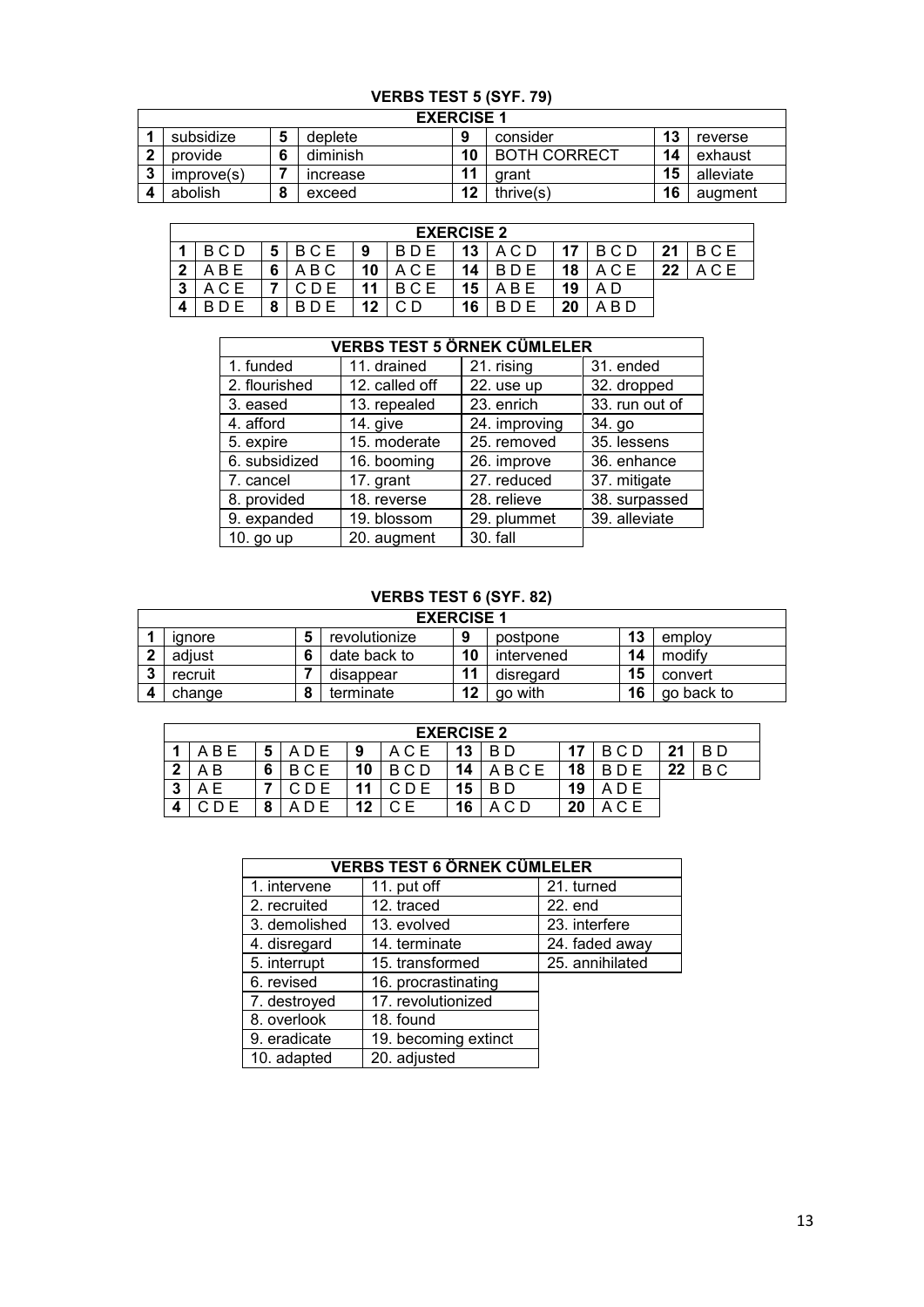### VERBS TEST 5 (SYF. 79)

| EXERCISE 1 | | | | | | | |
|---|---|---|---|---|---|---|---|
| 1 | subsidize | 5 | deplete | 9 | consider | 13 | reverse |
| 2 | provide | 6 | diminish | 10 | BOTH CORRECT | 14 | exhaust |
| 3 | improve(s) | 7 | increase | 11 | grant | 15 | alleviate |
| 4 | abolish | 8 | exceed | 12 | thrive(s) | 16 | augment |

| EXERCISE 2 | | | | | | | | | | | |
|---|---|---|---|---|---|---|---|---|---|---|---|
| 1 | B C D | 5 | B C E | 9 | B D E | 13 | A C D | 17 | B C D | 21 | B C E |
| 2 | A B E | 6 | A B C | 10 | A C E | 14 | B D E | 18 | A C E | 22 | A C E |
| 3 | A C E | 7 | C D E | 11 | B C E | 15 | A B E | 19 | A D | | |
| 4 | B D E | 8 | B D E | 12 | C D | 16 | B D E | 20 | A B D | | |

| VERBS TEST 5 ÖRNEK CÜMLELER | | | |
|---|---|---|---|
| 1. funded | 11. drained | 21. rising | 31. ended |
| 2. flourished | 12. called off | 22. use up | 32. dropped |
| 3. eased | 13. repealed | 23. enrich | 33. run out of |
| 4. afford | 14. give | 24. improving | 34. go |
| 5. expire | 15. moderate | 25. removed | 35. lessens |
| 6. subsidized | 16. booming | 26. improve | 36. enhance |
| 7. cancel | 17. grant | 27. reduced | 37. mitigate |
| 8. provided | 18. reverse | 28. relieve | 38. surpassed |
| 9. expanded | 19. blossom | 29. plummet | 39. alleviate |
| 10. go up | 20. augment | 30. fall | |

### VERBS TEST 6 (SYF. 82)

| EXERCISE 1 | | | | | | | |
|---|---|---|---|---|---|---|---|
| 1 | ignore | 5 | revolutionize | 9 | postpone | 13 | employ |
| 2 | adjust | 6 | date back to | 10 | intervened | 14 | modify |
| 3 | recruit | 7 | disappear | 11 | disregard | 15 | convert |
| 4 | change | 8 | terminate | 12 | go with | 16 | go back to |

| EXERCISE 2 | | | | | | | | | | | |
|---|---|---|---|---|---|---|---|---|---|---|---|
| 1 | A B E | 5 | A D E | 9 | A C E | 13 | B D | 17 | B C D | 21 | B D |
| 2 | A B | 6 | B C E | 10 | B C D | 14 | A B C E | 18 | B D E | 22 | B C |
| 3 | A E | 7 | C D E | 11 | C D E | 15 | B D | 19 | A D E | | |
| 4 | C D E | 8 | A D E | 12 | C E | 16 | A C D | 20 | A C E | | |

| VERBS TEST 6 ÖRNEK CÜMLELER | | |
|---|---|---|
| 1. intervene | 11. put off | 21. turned |
| 2. recruited | 12. traced | 22. end |
| 3. demolished | 13. evolved | 23. interfere |
| 4. disregard | 14. terminate | 24. faded away |
| 5. interrupt | 15. transformed | 25. annihilated |
| 6. revised | 16. procrastinating | |
| 7. destroyed | 17. revolutionized | |
| 8. overlook | 18. found | |
| 9. eradicate | 19. becoming extinct | |
| 10. adapted | 20. adjusted | |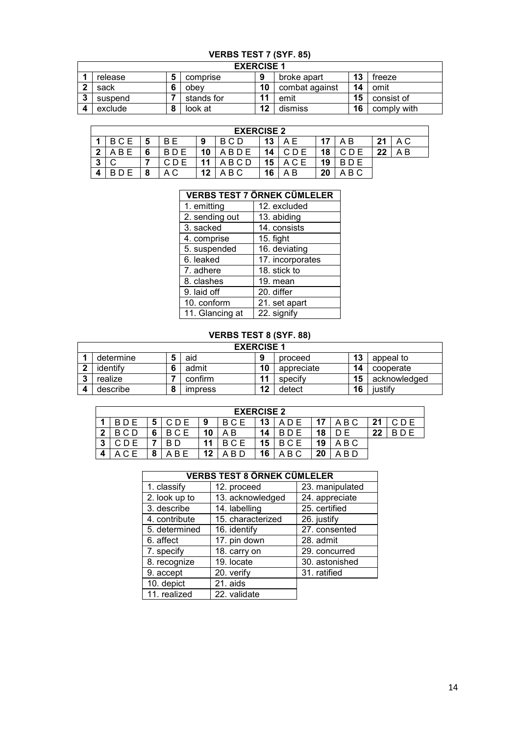## VERBS TEST 7 (SYF. 85)

| EXERCISE 1 | | | | | | | |
|---|---|---|---|---|---|---|---|
| 1 | release | 5 | comprise | 9 | broke apart | 13 | freeze |
| 2 | sack | 6 | obey | 10 | combat against | 14 | omit |
| 3 | suspend | 7 | stands for | 11 | emit | 15 | consist of |
| 4 | exclude | 8 | look at | 12 | dismiss | 16 | comply with |

| EXERCISE 2 | | | | | | | | | | | |
|---|---|---|---|---|---|---|---|---|---|---|---|
| 1 | B C E | 5 | B E | 9 | B C D | 13 | A E | 17 | A B | 21 | A C |
| 2 | A B E | 6 | B D E | 10 | A B D E | 14 | C D E | 18 | C D E | 22 | A B |
| 3 | C | 7 | C D E | 11 | A B C D | 15 | A C E | 19 | B D E | | |
| 4 | B D E | 8 | A C | 12 | A B C | 16 | A B | 20 | A B C | | |

| VERBS TEST 7 ÖRNEK CÜMLELER | |
|---|---|
| 1. emitting | 12. excluded |
| 2. sending out | 13. abiding |
| 3. sacked | 14. consists |
| 4. comprise | 15. fight |
| 5. suspended | 16. deviating |
| 6. leaked | 17. incorporates |
| 7. adhere | 18. stick to |
| 8. clashes | 19. mean |
| 9. laid off | 20. differ |
| 10. conform | 21. set apart |
| 11. Glancing at | 22. signify |

## VERBS TEST 8 (SYF. 88)

| EXERCISE 1 | | | | | | | |
|---|---|---|---|---|---|---|---|
| 1 | determine | 5 | aid | 9 | proceed | 13 | appeal to |
| 2 | identify | 6 | admit | 10 | appreciate | 14 | cooperate |
| 3 | realize | 7 | confirm | 11 | specify | 15 | acknowledged |
| 4 | describe | 8 | impress | 12 | detect | 16 | justify |

| EXERCISE 2 | | | | | | | | | | | |
|---|---|---|---|---|---|---|---|---|---|---|---|
| 1 | B D E | 5 | C D E | 9 | B C E | 13 | A D E | 17 | A B C | 21 | C D E |
| 2 | B C D | 6 | B C E | 10 | A B | 14 | B D E | 18 | D E | 22 | B D E |
| 3 | C D E | 7 | B D | 11 | B C E | 15 | B C E | 19 | A B C | | |
| 4 | A C E | 8 | A B E | 12 | A B D | 16 | A B C | 20 | A B D | | |

| VERBS TEST 8 ÖRNEK CÜMLELER | | |
|---|---|---|
| 1. classify | 12. proceed | 23. manipulated |
| 2. look up to | 13. acknowledged | 24. appreciate |
| 3. describe | 14. labelling | 25. certified |
| 4. contribute | 15. characterized | 26. justify |
| 5. determined | 16. identify | 27. consented |
| 6. affect | 17. pin down | 28. admit |
| 7. specify | 18. carry on | 29. concurred |
| 8. recognize | 19. locate | 30. astonished |
| 9. accept | 20. verify | 31. ratified |
| 10. depict | 21. aids | |
| 11. realized | 22. validate | |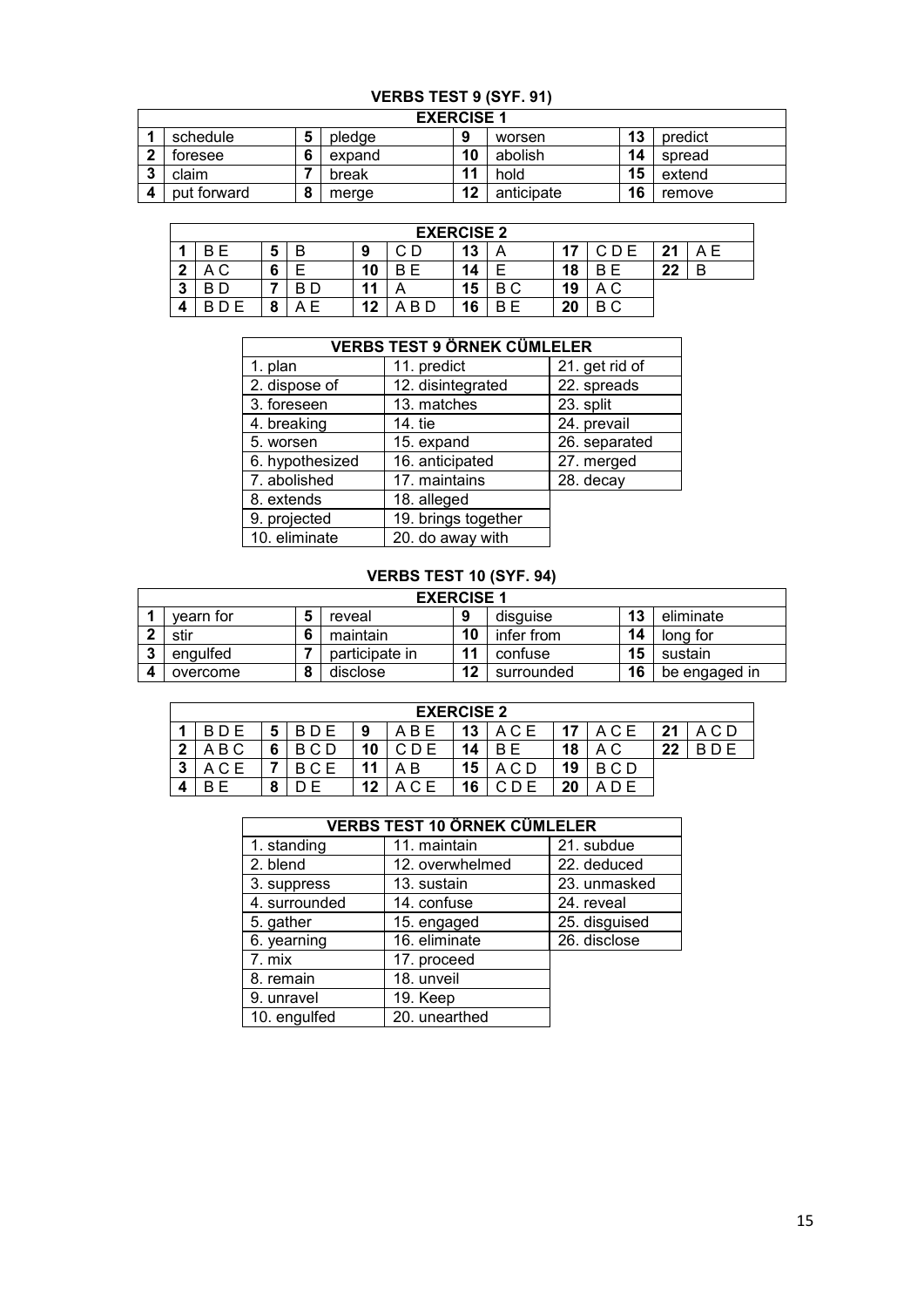## VERBS TEST 9 (SYF. 91)

| EXERCISE 1 | | | | | | | |
|---|---|---|---|---|---|---|---|
| 1 | schedule | 5 | pledge | 9 | worsen | 13 | predict |
| 2 | foresee | 6 | expand | 10 | abolish | 14 | spread |
| 3 | claim | 7 | break | 11 | hold | 15 | extend |
| 4 | put forward | 8 | merge | 12 | anticipate | 16 | remove |

| EXERCISE 2 | | | | | | | | | | | |
|---|---|---|---|---|---|---|---|---|---|---|---|
| 1 | B E | 5 | B | 9 | C D | 13 | A | 17 | C D E | 21 | A E |
| 2 | A C | 6 | E | 10 | B E | 14 | E | 18 | B E | 22 | B |
| 3 | B D | 7 | B D | 11 | A | 15 | B C | 19 | A C | | |
| 4 | B D E | 8 | A E | 12 | A B D | 16 | B E | 20 | B C | | |

| VERBS TEST 9 ÖRNEK CÜMLELER | | |
|---|---|---|
| 1. plan | 11. predict | 21. get rid of |
| 2. dispose of | 12. disintegrated | 22. spreads |
| 3. foreseen | 13. matches | 23. split |
| 4. breaking | 14. tie | 24. prevail |
| 5. worsen | 15. expand | 26. separated |
| 6. hypothesized | 16. anticipated | 27. merged |
| 7. abolished | 17. maintains | 28. decay |
| 8. extends | 18. alleged | |
| 9. projected | 19. brings together | |
| 10. eliminate | 20. do away with | |

## VERBS TEST 10 (SYF. 94)

| EXERCISE 1 | | | | | | | |
|---|---|---|---|---|---|---|---|
| 1 | yearn for | 5 | reveal | 9 | disguise | 13 | eliminate |
| 2 | stir | 6 | maintain | 10 | infer from | 14 | long for |
| 3 | engulfed | 7 | participate in | 11 | confuse | 15 | sustain |
| 4 | overcome | 8 | disclose | 12 | surrounded | 16 | be engaged in |

| EXERCISE 2 | | | | | | | | | | | |
|---|---|---|---|---|---|---|---|---|---|---|---|
| 1 | B D E | 5 | B D E | 9 | A B E | 13 | A C E | 17 | A C E | 21 | A C D |
| 2 | A B C | 6 | B C D | 10 | C D E | 14 | B E | 18 | A C | 22 | B D E |
| 3 | A C E | 7 | B C E | 11 | A B | 15 | A C D | 19 | B C D | | |
| 4 | B E | 8 | D E | 12 | A C E | 16 | C D E | 20 | A D E | | |

| VERBS TEST 10 ÖRNEK CÜMLELER | | |
|---|---|---|
| 1. standing | 11. maintain | 21. subdue |
| 2. blend | 12. overwhelmed | 22. deduced |
| 3. suppress | 13. sustain | 23. unmasked |
| 4. surrounded | 14. confuse | 24. reveal |
| 5. gather | 15. engaged | 25. disguised |
| 6. yearning | 16. eliminate | 26. disclose |
| 7. mix | 17. proceed | |
| 8. remain | 18. unveil | |
| 9. unravel | 19. Keep | |
| 10. engulfed | 20. unearthed | |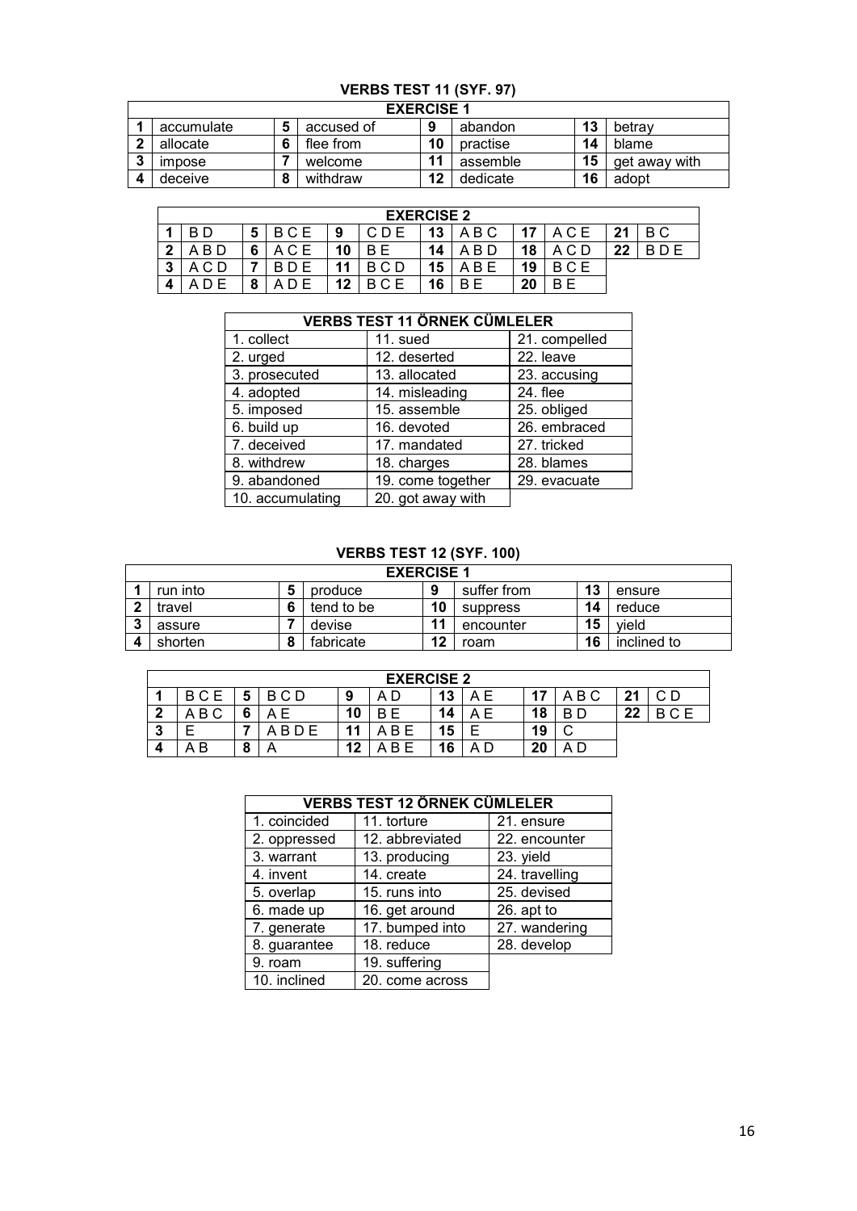## VERBS TEST 11 (SYF. 97)

| EXERCISE 1 | | | | | | | |
|---|---|---|---|---|---|---|---|
| 1 | accumulate | 5 | accused of | 9 | abandon | 13 | betray |
| 2 | allocate | 6 | flee from | 10 | practise | 14 | blame |
| 3 | impose | 7 | welcome | 11 | assemble | 15 | get away with |
| 4 | deceive | 8 | withdraw | 12 | dedicate | 16 | adopt |

| EXERCISE 2 | | | | | | | | | | | |
|---|---|---|---|---|---|---|---|---|---|---|---|
| 1 | B D | 5 | B C E | 9 | C D E | 13 | A B C | 17 | A C E | 21 | B C |
| 2 | A B D | 6 | A C E | 10 | B E | 14 | A B D | 18 | A C D | 22 | B D E |
| 3 | A C D | 7 | B D E | 11 | B C D | 15 | A B E | 19 | B C E | | |
| 4 | A D E | 8 | A D E | 12 | B C E | 16 | B E | 20 | B E | | |

| VERBS TEST 11 ÖRNEK CÜMLELER | | |
|---|---|---|
| 1. collect | 11. sued | 21. compelled |
| 2. urged | 12. deserted | 22. leave |
| 3. prosecuted | 13. allocated | 23. accusing |
| 4. adopted | 14. misleading | 24. flee |
| 5. imposed | 15. assemble | 25. obliged |
| 6. build up | 16. devoted | 26. embraced |
| 7. deceived | 17. mandated | 27. tricked |
| 8. withdrew | 18. charges | 28. blames |
| 9. abandoned | 19. come together | 29. evacuate |
| 10. accumulating | 20. got away with | |

## VERBS TEST 12 (SYF. 100)

| EXERCISE 1 | | | | | | | |
|---|---|---|---|---|---|---|---|
| 1 | run into | 5 | produce | 9 | suffer from | 13 | ensure |
| 2 | travel | 6 | tend to be | 10 | suppress | 14 | reduce |
| 3 | assure | 7 | devise | 11 | encounter | 15 | yield |
| 4 | shorten | 8 | fabricate | 12 | roam | 16 | inclined to |

| EXERCISE 2 | | | | | | | | | | | |
|---|---|---|---|---|---|---|---|---|---|---|---|
| 1 | B C E | 5 | B C D | 9 | A D | 13 | A E | 17 | A B C | 21 | C D |
| 2 | A B C | 6 | A E | 10 | B E | 14 | A E | 18 | B D | 22 | B C E |
| 3 | E | 7 | A B D E | 11 | A B E | 15 | E | 19 | C | | |
| 4 | A B | 8 | A | 12 | A B E | 16 | A D | 20 | A D | | |

| VERBS TEST 12 ÖRNEK CÜMLELER | | |
|---|---|---|
| 1. coincided | 11. torture | 21. ensure |
| 2. oppressed | 12. abbreviated | 22. encounter |
| 3. warrant | 13. producing | 23. yield |
| 4. invent | 14. create | 24. travelling |
| 5. overlap | 15. runs into | 25. devised |
| 6. made up | 16. get around | 26. apt to |
| 7. generate | 17. bumped into | 27. wandering |
| 8. guarantee | 18. reduce | 28. develop |
| 9. roam | 19. suffering | |
| 10. inclined | 20. come across | |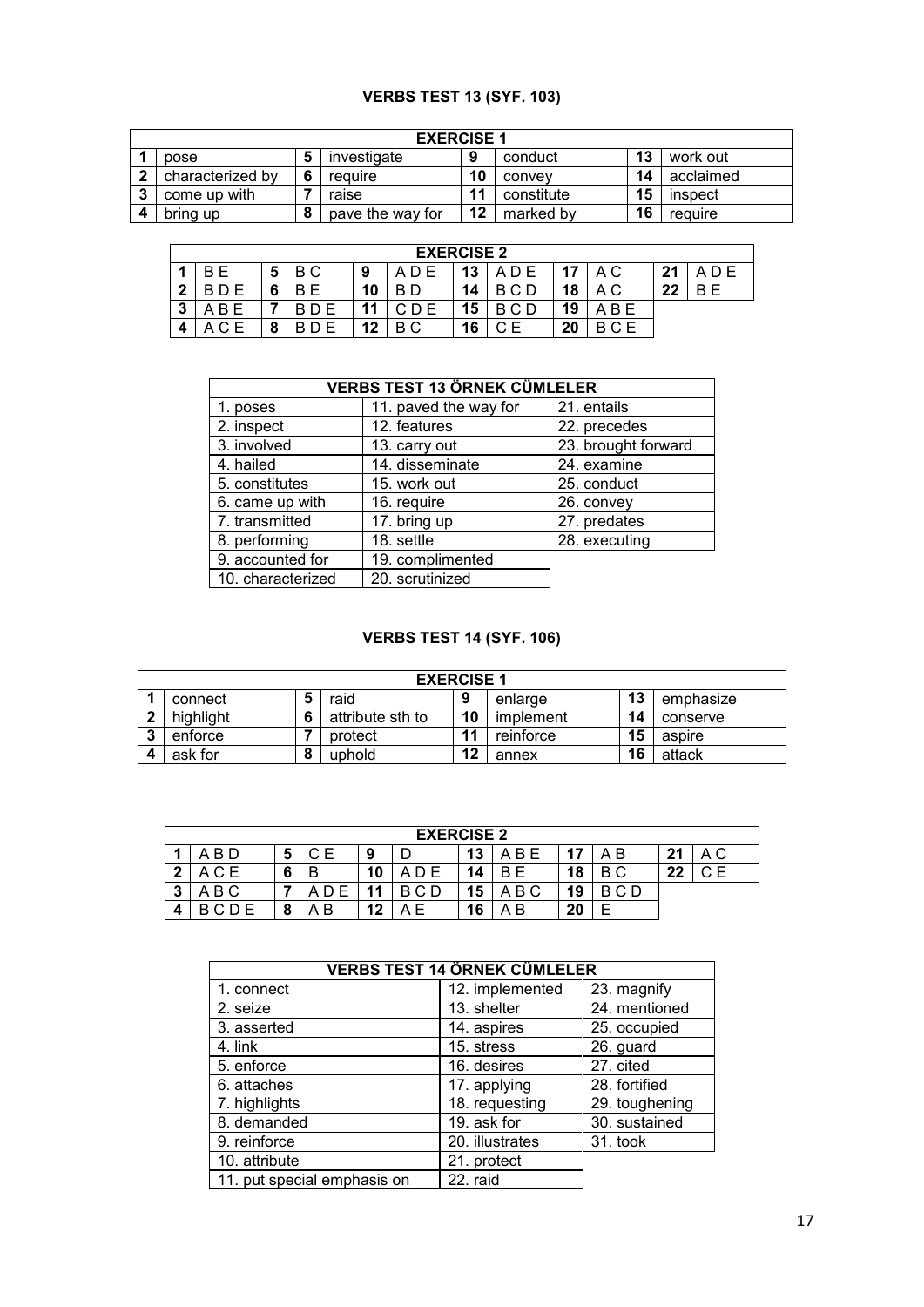## VERBS TEST 13 (SYF. 103)

| EXERCISE 1 | | | | | | | |
|---|---|---|---|---|---|---|---|
| 1 | pose | 5 | investigate | 9 | conduct | 13 | work out |
| 2 | characterized by | 6 | require | 10 | convey | 14 | acclaimed |
| 3 | come up with | 7 | raise | 11 | constitute | 15 | inspect |
| 4 | bring up | 8 | pave the way for | 12 | marked by | 16 | require |

| EXERCISE 2 | | | | | | | | | | | |
|---|---|---|---|---|---|---|---|---|---|---|---|
| 1 | B E | 5 | B C | 9 | A D E | 13 | A D E | 17 | A C | 21 | A D E |
| 2 | B D E | 6 | B E | 10 | B D | 14 | B C D | 18 | A C | 22 | B E |
| 3 | A B E | 7 | B D E | 11 | C D E | 15 | B C D | 19 | A B E | | |
| 4 | A C E | 8 | B D E | 12 | B C | 16 | C E | 20 | B C E | | |

| VERBS TEST 13 ÖRNEK CÜMLELER | | |
|---|---|---|
| 1. poses | 11. paved the way for | 21. entails |
| 2. inspect | 12. features | 22. precedes |
| 3. involved | 13. carry out | 23. brought forward |
| 4. hailed | 14. disseminate | 24. examine |
| 5. constitutes | 15. work out | 25. conduct |
| 6. came up with | 16. require | 26. convey |
| 7. transmitted | 17. bring up | 27. predates |
| 8. performing | 18. settle | 28. executing |
| 9. accounted for | 19. complimented | |
| 10. characterized | 20. scrutinized | |

## VERBS TEST 14 (SYF. 106)

| EXERCISE 1 | | | | | | | |
|---|---|---|---|---|---|---|---|
| 1 | connect | 5 | raid | 9 | enlarge | 13 | emphasize |
| 2 | highlight | 6 | attribute sth to | 10 | implement | 14 | conserve |
| 3 | enforce | 7 | protect | 11 | reinforce | 15 | aspire |
| 4 | ask for | 8 | uphold | 12 | annex | 16 | attack |

| EXERCISE 2 | | | | | | | | | | | |
|---|---|---|---|---|---|---|---|---|---|---|---|
| 1 | A B D | 5 | C E | 9 | D | 13 | A B E | 17 | A B | 21 | A C |
| 2 | A C E | 6 | B | 10 | A D E | 14 | B E | 18 | B C | 22 | C E |
| 3 | A B C | 7 | A D E | 11 | B C D | 15 | A B C | 19 | B C D | | |
| 4 | B C D E | 8 | A B | 12 | A E | 16 | A B | 20 | E | | |

| VERBS TEST 14 ÖRNEK CÜMLELER | | |
|---|---|---|
| 1. connect | 12. implemented | 23. magnify |
| 2. seize | 13. shelter | 24. mentioned |
| 3. asserted | 14. aspires | 25. occupied |
| 4. link | 15. stress | 26. guard |
| 5. enforce | 16. desires | 27. cited |
| 6. attaches | 17. applying | 28. fortified |
| 7. highlights | 18. requesting | 29. toughening |
| 8. demanded | 19. ask for | 30. sustained |
| 9. reinforce | 20. illustrates | 31. took |
| 10. attribute | 21. protect | |
| 11. put special emphasis on | 22. raid | |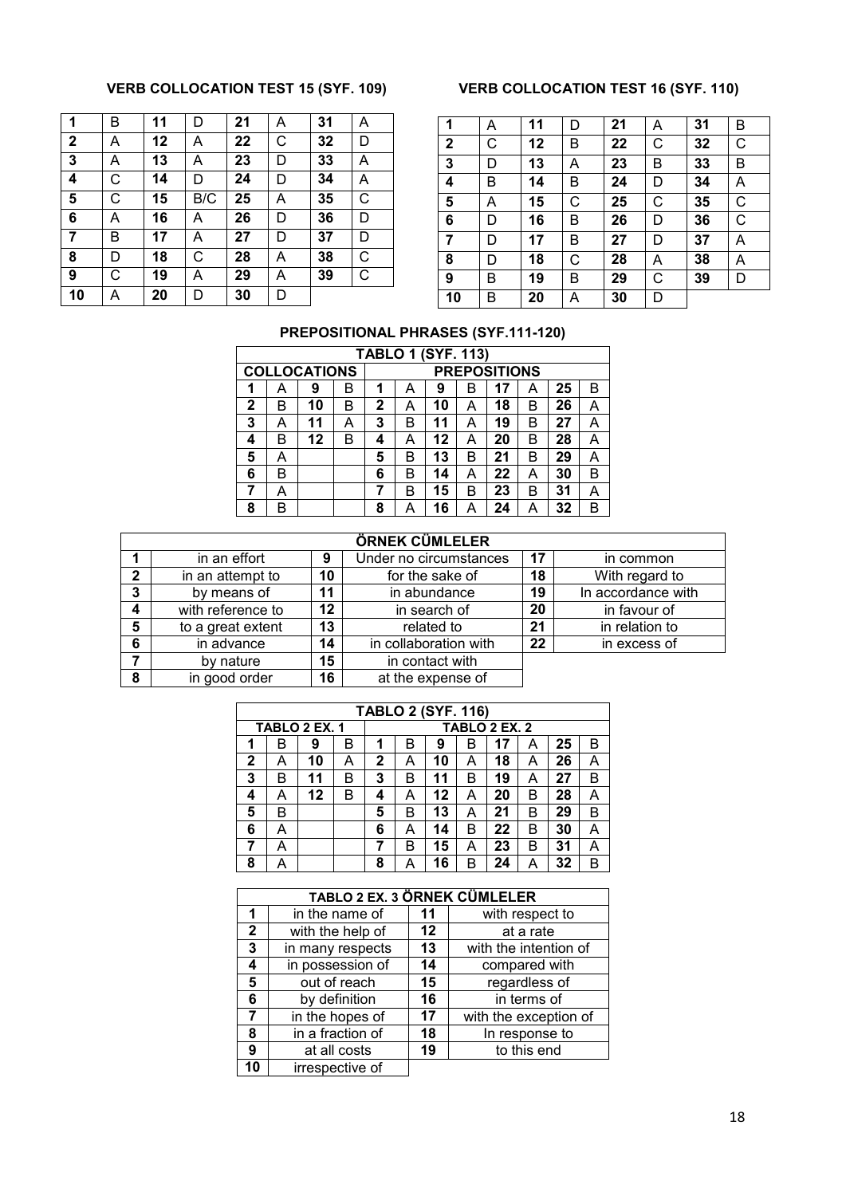**VERB COLLOCATION TEST 15 (SYF. 109)**

| | | | | | | | |
|---|---|---|---|---|---|---|---|
| **1** | B | **11** | D | **21** | A | **31** | A |
| **2** | A | **12** | A | **22** | C | **32** | D |
| **3** | A | **13** | A | **23** | D | **33** | A |
| **4** | C | **14** | D | **24** | D | **34** | A |
| **5** | C | **15** | B/C | **25** | A | **35** | C |
| **6** | A | **16** | A | **26** | D | **36** | D |
| **7** | B | **17** | A | **27** | D | **37** | D |
| **8** | D | **18** | C | **28** | A | **38** | C |
| **9** | C | **19** | A | **29** | A | **39** | C |
| **10** | A | **20** | D | **30** | D | | |

**VERB COLLOCATION TEST 16 (SYF. 110)**

| | | | | | | | |
|---|---|---|---|---|---|---|---|
| **1** | A | **11** | D | **21** | A | **31** | B |
| **2** | C | **12** | B | **22** | C | **32** | C |
| **3** | D | **13** | A | **23** | B | **33** | B |
| **4** | B | **14** | B | **24** | D | **34** | A |
| **5** | A | **15** | C | **25** | C | **35** | C |
| **6** | D | **16** | B | **26** | D | **36** | C |
| **7** | D | **17** | B | **27** | D | **37** | A |
| **8** | D | **18** | C | **28** | A | **38** | A |
| **9** | B | **19** | B | **29** | C | **39** | D |
| **10** | B | **20** | A | **30** | D | | |

**PREPOSITIONAL PHRASES (SYF.111-120)**

| **TABLO 1 (SYF. 113)** | | | | | | | | | | | |
|---|---|---|---|---|---|---|---|---|---|---|---|
| **COLLOCATIONS** | | | | **PREPOSITIONS** | | | | | | | |
| **1** | A | **9** | B | **1** | A | **9** | B | **17** | A | **25** | B |
| **2** | B | **10** | B | **2** | A | **10** | A | **18** | B | **26** | A |
| **3** | A | **11** | A | **3** | B | **11** | A | **19** | B | **27** | A |
| **4** | B | **12** | B | **4** | A | **12** | A | **20** | B | **28** | A |
| **5** | A | | | **5** | B | **13** | B | **21** | B | **29** | A |
| **6** | B | | | **6** | B | **14** | A | **22** | A | **30** | B |
| **7** | A | | | **7** | B | **15** | B | **23** | B | **31** | A |
| **8** | B | | | **8** | A | **16** | A | **24** | A | **32** | B |

| **ÖRNEK CÜMLELER** | | | | | |
|---|---|---|---|---|---|
| **1** | in an effort | **9** | Under no circumstances | **17** | in common |
| **2** | in an attempt to | **10** | for the sake of | **18** | With regard to |
| **3** | by means of | **11** | in abundance | **19** | In accordance with |
| **4** | with reference to | **12** | in search of | **20** | in favour of |
| **5** | to a great extent | **13** | related to | **21** | in relation to |
| **6** | in advance | **14** | in collaboration with | **22** | in excess of |
| **7** | by nature | **15** | in contact with | | |
| **8** | in good order | **16** | at the expense of | | |

| **TABLO 2 (SYF. 116)** | | | | | | | | | | | |
|---|---|---|---|---|---|---|---|---|---|---|---|
| **TABLO 2 EX. 1** | | | | **TABLO 2 EX. 2** | | | | | | | |
| **1** | B | **9** | B | **1** | B | **9** | B | **17** | A | **25** | B |
| **2** | A | **10** | A | **2** | A | **10** | A | **18** | A | **26** | A |
| **3** | B | **11** | B | **3** | B | **11** | B | **19** | A | **27** | B |
| **4** | A | **12** | B | **4** | A | **12** | A | **20** | B | **28** | A |
| **5** | B | | | **5** | B | **13** | A | **21** | B | **29** | B |
| **6** | A | | | **6** | A | **14** | B | **22** | B | **30** | A |
| **7** | A | | | **7** | B | **15** | A | **23** | B | **31** | A |
| **8** | A | | | **8** | A | **16** | B | **24** | A | **32** | B |

| **TABLO 2 EX. 3 ÖRNEK CÜMLELER** | | | |
|---|---|---|---|
| **1** | in the name of | **11** | with respect to |
| **2** | with the help of | **12** | at a rate |
| **3** | in many respects | **13** | with the intention of |
| **4** | in possession of | **14** | compared with |
| **5** | out of reach | **15** | regardless of |
| **6** | by definition | **16** | in terms of |
| **7** | in the hopes of | **17** | with the exception of |
| **8** | in a fraction of | **18** | In response to |
| **9** | at all costs | **19** | to this end |
| **10** | irrespective of | | |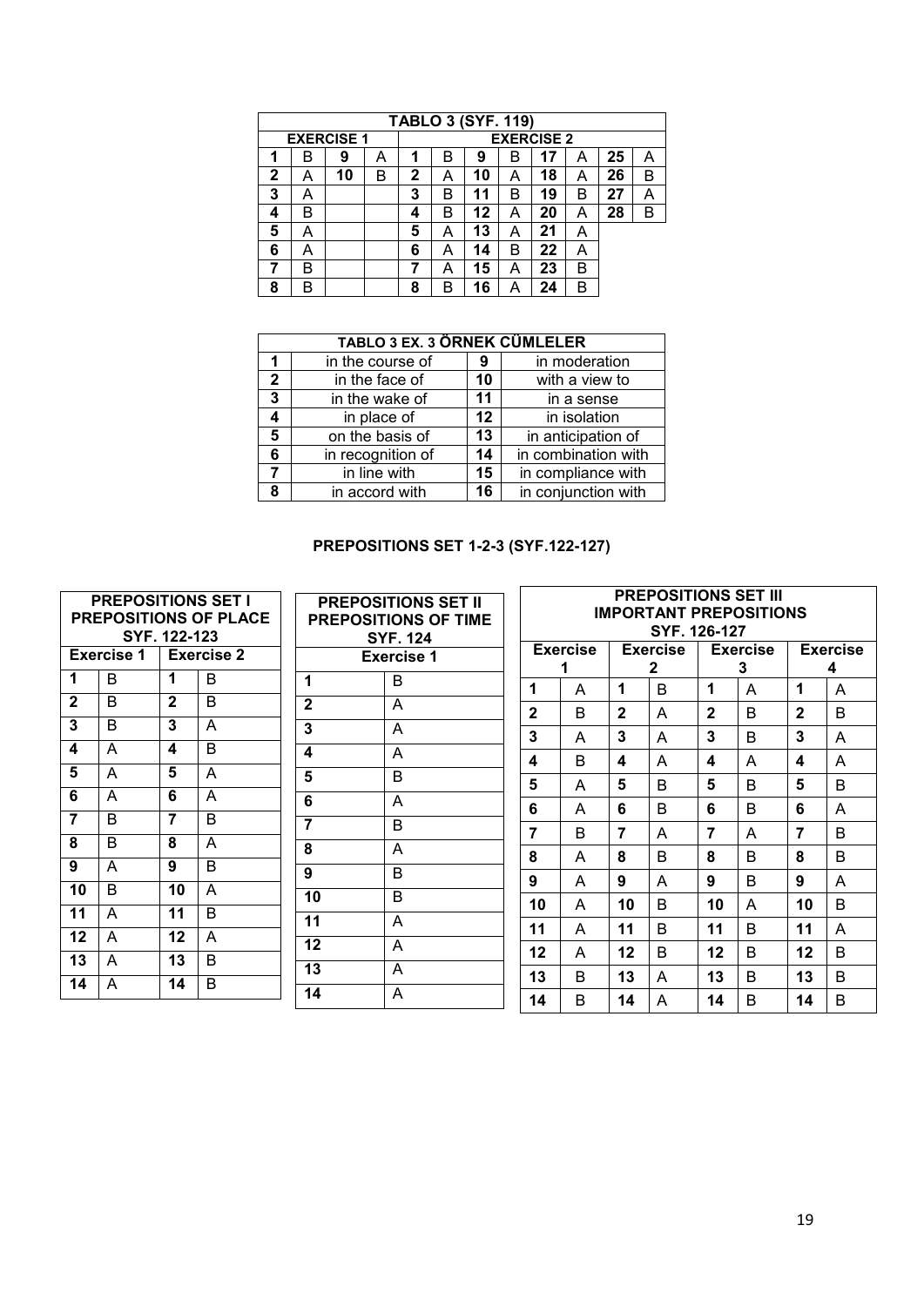| TABLO 3 (SYF. 119) | | | | | | | | | | | |
|---|---|---|---|---|---|---|---|---|---|---|---|
| EXERCISE 1 | | | | EXERCISE 2 | | | | | | | |
| 1 | B | 9 | A | 1 | B | 9 | B | 17 | A | 25 | A |
| 2 | A | 10 | B | 2 | A | 10 | A | 18 | A | 26 | B |
| 3 | A | | | 3 | B | 11 | B | 19 | B | 27 | A |
| 4 | B | | | 4 | B | 12 | A | 20 | A | 28 | B |
| 5 | A | | | 5 | A | 13 | A | 21 | A | | |
| 6 | A | | | 6 | A | 14 | B | 22 | A | | |
| 7 | B | | | 7 | A | 15 | A | 23 | B | | |
| 8 | B | | | 8 | B | 16 | A | 24 | B | | |

| TABLO 3 EX. 3 ÖRNEK CÜMLELER | | | |
|---|---|---|---|
| 1 | in the course of | 9 | in moderation |
| 2 | in the face of | 10 | with a view to |
| 3 | in the wake of | 11 | in a sense |
| 4 | in place of | 12 | in isolation |
| 5 | on the basis of | 13 | in anticipation of |
| 6 | in recognition of | 14 | in combination with |
| 7 | in line with | 15 | in compliance with |
| 8 | in accord with | 16 | in conjunction with |

**PREPOSITIONS SET 1-2-3 (SYF.122-127)**

| PREPOSITIONS SET I PREPOSITIONS OF PLACE SYF. 122-123 | | | |
|---|---|---|---|
| Exercise 1 | | Exercise 2 | |
| 1 | B | 1 | B |
| 2 | B | 2 | B |
| 3 | B | 3 | A |
| 4 | A | 4 | B |
| 5 | A | 5 | A |
| 6 | A | 6 | A |
| 7 | B | 7 | B |
| 8 | B | 8 | A |
| 9 | A | 9 | B |
| 10 | B | 10 | A |
| 11 | A | 11 | B |
| 12 | A | 12 | A |
| 13 | A | 13 | B |
| 14 | A | 14 | B |

| PREPOSITIONS SET II PREPOSITIONS OF TIME SYF. 124 | |
|---|---|
| Exercise 1 | |
| 1 | B |
| 2 | A |
| 3 | A |
| 4 | A |
| 5 | B |
| 6 | A |
| 7 | B |
| 8 | A |
| 9 | B |
| 10 | B |
| 11 | A |
| 12 | A |
| 13 | A |
| 14 | A |

| PREPOSITIONS SET III IMPORTANT PREPOSITIONS SYF. 126-127 | | | | | | | |
|---|---|---|---|---|---|---|---|
| Exercise 1 | | Exercise 2 | | Exercise 3 | | Exercise 4 | |
| 1 | A | 1 | B | 1 | A | 1 | A |
| 2 | B | 2 | A | 2 | B | 2 | B |
| 3 | A | 3 | A | 3 | B | 3 | A |
| 4 | B | 4 | A | 4 | A | 4 | A |
| 5 | A | 5 | B | 5 | B | 5 | B |
| 6 | A | 6 | B | 6 | B | 6 | A |
| 7 | B | 7 | A | 7 | A | 7 | B |
| 8 | A | 8 | B | 8 | B | 8 | B |
| 9 | A | 9 | A | 9 | B | 9 | A |
| 10 | A | 10 | B | 10 | A | 10 | B |
| 11 | A | 11 | B | 11 | B | 11 | A |
| 12 | A | 12 | B | 12 | B | 12 | B |
| 13 | B | 13 | A | 13 | B | 13 | B |
| 14 | B | 14 | A | 14 | B | 14 | B |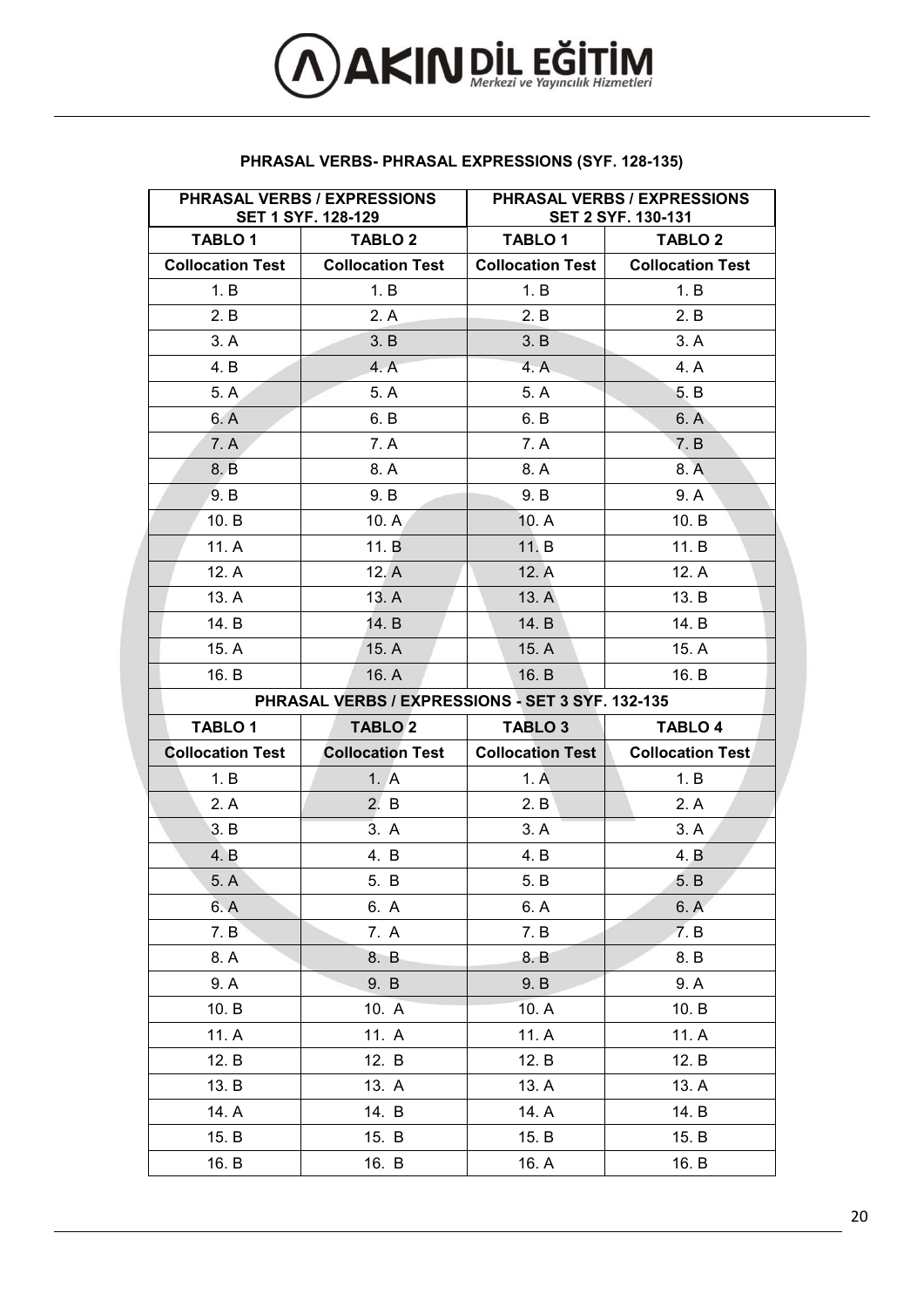## PHRASAL VERBS- PHRASAL EXPRESSIONS (SYF. 128-135)

| PHRASAL VERBS / EXPRESSIONS SET 1 SYF. 128-129 | | PHRASAL VERBS / EXPRESSIONS SET 2 SYF. 130-131 | |
|---|---|---|---|
| **TABLO 1** | **TABLO 2** | **TABLO 1** | **TABLO 2** |
| **Collocation Test** | **Collocation Test** | **Collocation Test** | **Collocation Test** |
| 1. B | 1. B | 1. B | 1. B |
| 2. B | 2. A | 2. B | 2. B |
| 3. A | 3. B | 3. B | 3. A |
| 4. B | 4. A | 4. A | 4. A |
| 5. A | 5. A | 5. A | 5. B |
| 6. A | 6. B | 6. B | 6. A |
| 7. A | 7. A | 7. A | 7. B |
| 8. B | 8. A | 8. A | 8. A |
| 9. B | 9. B | 9. B | 9. A |
| 10. B | 10. A | 10. A | 10. B |
| 11. A | 11. B | 11. B | 11. B |
| 12. A | 12. A | 12. A | 12. A |
| 13. A | 13. A | 13. A | 13. B |
| 14. B | 14. B | 14. B | 14. B |
| 15. A | 15. A | 15. A | 15. A |
| 16. B | 16. A | 16. B | 16. B |
| **PHRASAL VERBS / EXPRESSIONS - SET 3 SYF. 132-135** | | | |
| **TABLO 1** | **TABLO 2** | **TABLO 3** | **TABLO 4** |
| **Collocation Test** | **Collocation Test** | **Collocation Test** | **Collocation Test** |
| 1. B | 1. A | 1. A | 1. B |
| 2. A | 2. B | 2. B | 2. A |
| 3. B | 3. A | 3. A | 3. A |
| 4. B | 4. B | 4. B | 4. B |
| 5. A | 5. B | 5. B | 5. B |
| 6. A | 6. A | 6. A | 6. A |
| 7. B | 7. A | 7. B | 7. B |
| 8. A | 8. B | 8. B | 8. B |
| 9. A | 9. B | 9. B | 9. A |
| 10. B | 10. A | 10. A | 10. B |
| 11. A | 11. A | 11. A | 11. A |
| 12. B | 12. B | 12. B | 12. B |
| 13. B | 13. A | 13. A | 13. A |
| 14. A | 14. B | 14. A | 14. B |
| 15. B | 15. B | 15. B | 15. B |
| 16. B | 16. B | 16. A | 16. B |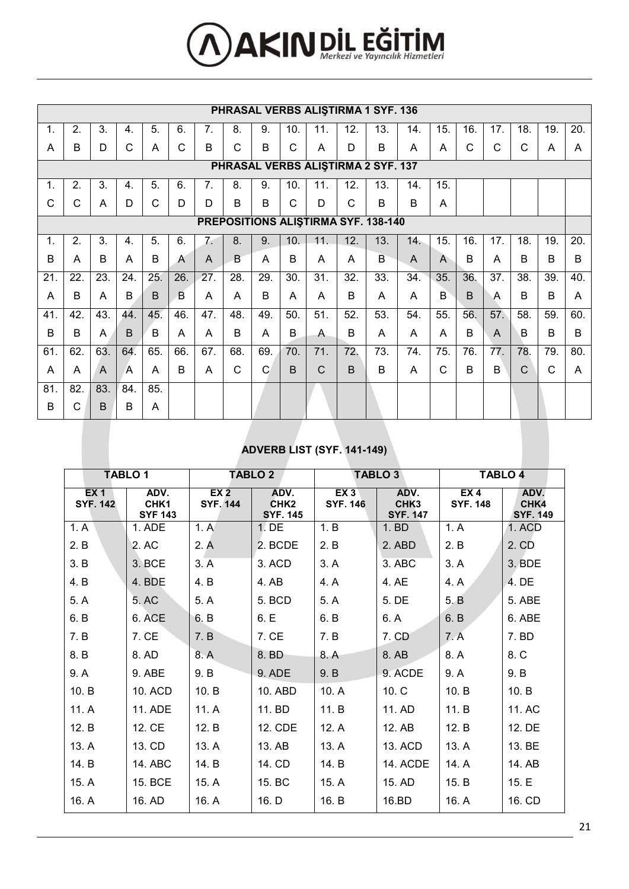| PHRASAL VERBS ALIŞTIRMA 1 SYF. 136 | | | | | | | | | | | | | | | | | | | |
|---|---|---|---|---|---|---|---|---|---|---|---|---|---|---|---|---|---|---|---|
| 1. | 2. | 3. | 4. | 5. | 6. | 7. | 8. | 9. | 10. | 11. | 12. | 13. | 14. | 15. | 16. | 17. | 18. | 19. | 20. |
| A | B | D | C | A | C | B | C | B | C | A | D | B | A | A | C | C | C | A | A |
| **PHRASAL VERBS ALIŞTIRMA 2 SYF. 137** | | | | | | | | | | | | | | | | | | | |
| 1. | 2. | 3. | 4. | 5. | 6. | 7. | 8. | 9. | 10. | 11. | 12. | 13. | 14. | 15. | | | | | |
| C | C | A | D | C | D | D | B | B | C | D | C | B | B | A | | | | | |
| **PREPOSITIONS ALIŞTIRMA SYF. 138-140** | | | | | | | | | | | | | | | | | | | |
| 1. | 2. | 3. | 4. | 5. | 6. | 7. | 8. | 9. | 10. | 11. | 12. | 13. | 14. | 15. | 16. | 17. | 18. | 19. | 20. |
| B | A | B | A | B | A | A | B | A | B | A | A | B | A | A | B | A | B | B | B |
| 21. | 22. | 23. | 24. | 25. | 26. | 27. | 28. | 29. | 30. | 31. | 32. | 33. | 34. | 35. | 36. | 37. | 38. | 39. | 40. |
| A | B | A | B | B | B | A | A | B | A | A | B | A | A | B | B | A | B | B | A |
| 41. | 42. | 43. | 44. | 45. | 46. | 47. | 48. | 49. | 50. | 51. | 52. | 53. | 54. | 55. | 56. | 57. | 58. | 59. | 60. |
| B | B | A | B | B | A | A | B | A | B | A | B | A | A | A | B | A | B | B | B |
| 61. | 62. | 63. | 64. | 65. | 66. | 67. | 68. | 69. | 70. | 71. | 72. | 73. | 74. | 75. | 76. | 77. | 78. | 79. | 80. |
| A | A | A | A | A | B | A | C | C | B | C | B | B | A | C | B | B | C | C | A |
| 81. | 82. | 83. | 84. | 85. | | | | | | | | | | | | | | | |
| B | C | B | B | A | | | | | | | | | | | | | | | |

## ADVERB LIST (SYF. 141-149)

| TABLO 1 | | TABLO 2 | | TABLO 3 | | TABLO 4 | |
|---|---|---|---|---|---|---|---|
| EX 1 SYF. 142 | ADV. CHK1 SYF 143 | EX 2 SYF. 144 | ADV. CHK2 SYF. 145 | EX 3 SYF. 146 | ADV. CHK3 SYF. 147 | EX 4 SYF. 148 | ADV. CHK4 SYF. 149 |
| 1. A | 1. ADE | 1. A | 1. DE | 1. B | 1. BD | 1. A | 1. ACD |
| 2. B | 2. AC | 2. A | 2. BCDE | 2. B | 2. ABD | 2. B | 2. CD |
| 3. B | 3. BCE | 3. A | 3. ACD | 3. A | 3. ABC | 3. A | 3. BDE |
| 4. B | 4. BDE | 4. B | 4. AB | 4. A | 4. AE | 4. A | 4. DE |
| 5. A | 5. AC | 5. A | 5. BCD | 5. A | 5. DE | 5. B | 5. ABE |
| 6. B | 6. ACE | 6. B | 6. E | 6. B | 6. A | 6. B | 6. ABE |
| 7. B | 7. CE | 7. B | 7. CE | 7. B | 7. CD | 7. A | 7. BD |
| 8. B | 8. AD | 8. A | 8. BD | 8. A | 8. AB | 8. A | 8. C |
| 9. A | 9. ABE | 9. B | 9. ADE | 9. B | 9. ACDE | 9. A | 9. B |
| 10. B | 10. ACD | 10. B | 10. ABD | 10. A | 10. C | 10. B | 10. B |
| 11. A | 11. ADE | 11. A | 11. BD | 11. B | 11. AD | 11. B | 11. AC |
| 12. B | 12. CE | 12. B | 12. CDE | 12. A | 12. AB | 12. B | 12. DE |
| 13. A | 13. CD | 13. A | 13. AB | 13. A | 13. ACD | 13. A | 13. BE |
| 14. B | 14. ABC | 14. B | 14. CD | 14. B | 14. ACDE | 14. A | 14. AB |
| 15. A | 15. BCE | 15. A | 15. BC | 15. A | 15. AD | 15. B | 15. E |
| 16. A | 16. AD | 16. A | 16. D | 16. B | 16.BD | 16. A | 16. CD |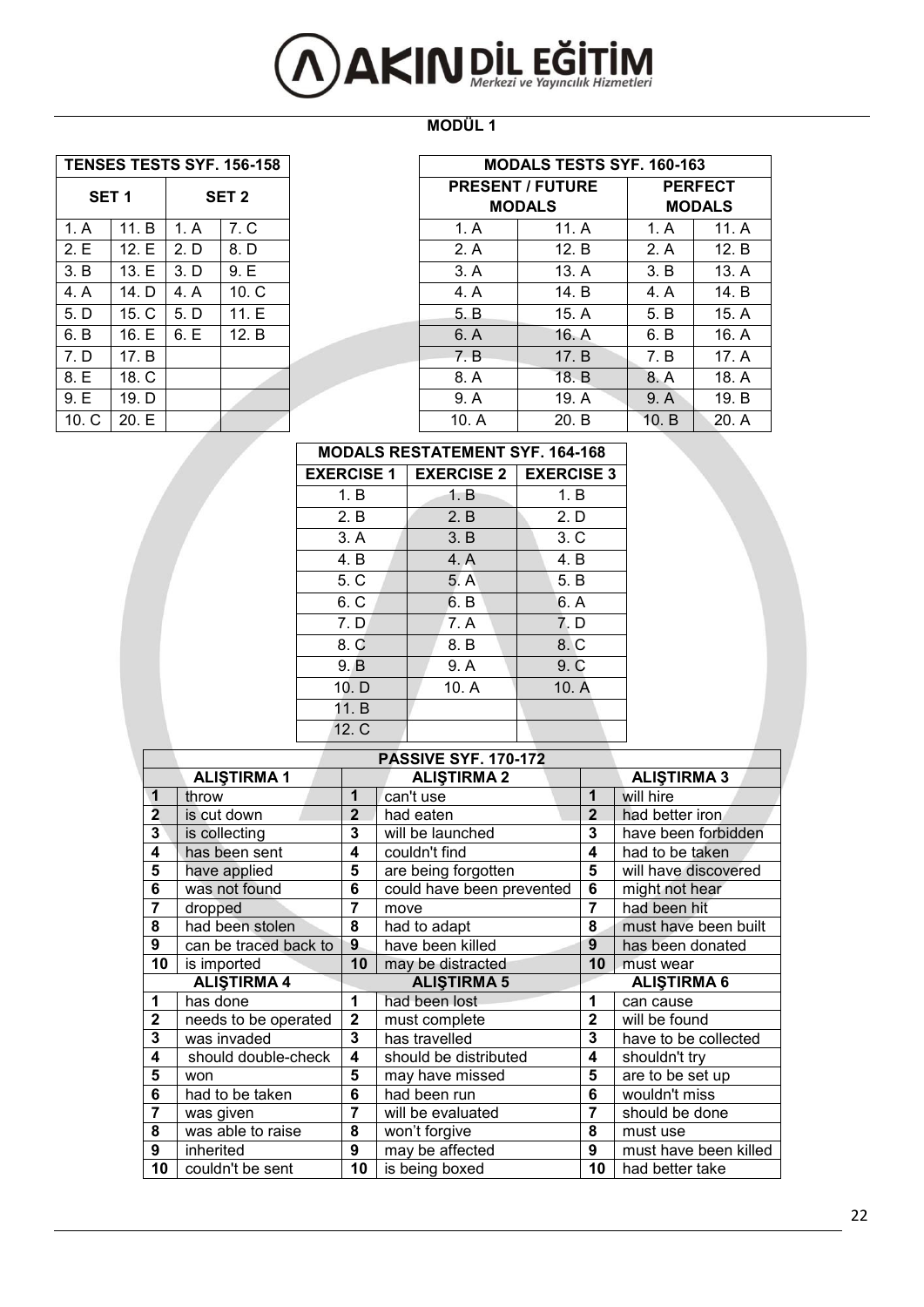## MODÜL 1

| TENSES TESTS SYF. 156-158 | | | |
|---|---|---|---|
| SET 1 | | SET 2 | |
| 1. A | 11. B | 1. A | 7. C |
| 2. E | 12. E | 2. D | 8. D |
| 3. B | 13. E | 3. D | 9. E |
| 4. A | 14. D | 4. A | 10. C |
| 5. D | 15. C | 5. D | 11. E |
| 6. B | 16. E | 6. E | 12. B |
| 7. D | 17. B | | |
| 8. E | 18. C | | |
| 9. E | 19. D | | |
| 10. C | 20. E | | |

| MODALS TESTS SYF. 160-163 | | | |
|---|---|---|---|
| PRESENT / FUTURE MODALS | | PERFECT MODALS | |
| 1. A | 11. A | 1. A | 11. A |
| 2. A | 12. B | 2. A | 12. B |
| 3. A | 13. A | 3. B | 13. A |
| 4. A | 14. B | 4. A | 14. B |
| 5. B | 15. A | 5. B | 15. A |
| 6. A | 16. A | 6. B | 16. A |
| 7. B | 17. B | 7. B | 17. A |
| 8. A | 18. B | 8. A | 18. A |
| 9. A | 19. A | 9. A | 19. B |
| 10. A | 20. B | 10. B | 20. A |

| MODALS RESTATEMENT SYF. 164-168 | | |
|---|---|---|
| EXERCISE 1 | EXERCISE 2 | EXERCISE 3 |
| 1. B | 1. B | 1. B |
| 2. B | 2. B | 2. D |
| 3. A | 3. B | 3. C |
| 4. B | 4. A | 4. B |
| 5. C | 5. A | 5. B |
| 6. C | 6. B | 6. A |
| 7. D | 7. A | 7. D |
| 8. C | 8. B | 8. C |
| 9. B | 9. A | 9. C |
| 10. D | 10. A | 10. A |
| 11. B | | |
| 12. C | | |

| PASSIVE SYF. 170-172 | | | | | |
|---|---|---|---|---|---|
| ALIŞTIRMA 1 | | ALIŞTIRMA 2 | | ALIŞTIRMA 3 | |
| 1 | throw | 1 | can't use | 1 | will hire |
| 2 | is cut down | 2 | had eaten | 2 | had better iron |
| 3 | is collecting | 3 | will be launched | 3 | have been forbidden |
| 4 | has been sent | 4 | couldn't find | 4 | had to be taken |
| 5 | have applied | 5 | are being forgotten | 5 | will have discovered |
| 6 | was not found | 6 | could have been prevented | 6 | might not hear |
| 7 | dropped | 7 | move | 7 | had been hit |
| 8 | had been stolen | 8 | had to adapt | 8 | must have been built |
| 9 | can be traced back to | 9 | have been killed | 9 | has been donated |
| 10 | is imported | 10 | may be distracted | 10 | must wear |
| ALIŞTIRMA 4 | | ALIŞTIRMA 5 | | ALIŞTIRMA 6 | |
| 1 | has done | 1 | had been lost | 1 | can cause |
| 2 | needs to be operated | 2 | must complete | 2 | will be found |
| 3 | was invaded | 3 | has travelled | 3 | have to be collected |
| 4 | should double-check | 4 | should be distributed | 4 | shouldn't try |
| 5 | won | 5 | may have missed | 5 | are to be set up |
| 6 | had to be taken | 6 | had been run | 6 | wouldn't miss |
| 7 | was given | 7 | will be evaluated | 7 | should be done |
| 8 | was able to raise | 8 | won't forgive | 8 | must use |
| 9 | inherited | 9 | may be affected | 9 | must have been killed |
| 10 | couldn't be sent | 10 | is being boxed | 10 | had better take |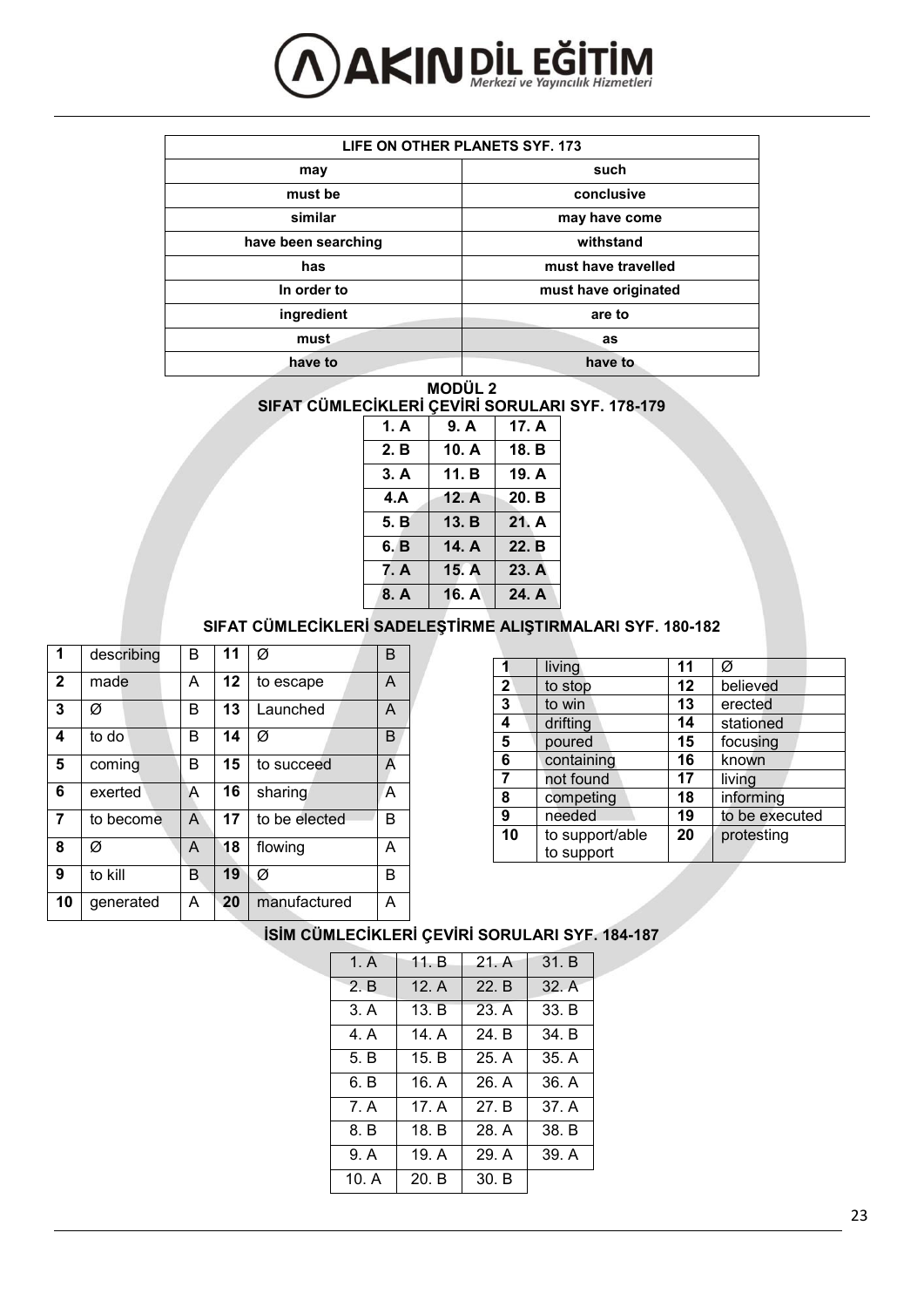| LIFE ON OTHER PLANETS SYF. 173 | |
|---|---|
| may | such |
| must be | conclusive |
| similar | may have come |
| have been searching | withstand |
| has | must have travelled |
| In order to | must have originated |
| ingredient | are to |
| must | as |
| have to | have to |

## MODÜL 2

### SIFAT CÜMLECİKLERİ ÇEVİRİ SORULARI SYF. 178-179

| | | |
|---|---|---|
| 1. A | 9. A | 17. A |
| 2. B | 10. A | 18. B |
| 3. A | 11. B | 19. A |
| 4.A | 12. A | 20. B |
| 5. B | 13. B | 21. A |
| 6. B | 14. A | 22. B |
| 7. A | 15. A | 23. A |
| 8. A | 16. A | 24. A |

### SIFAT CÜMLECİKLERİ SADELEŞTİRME ALIŞTIRMALARI SYF. 180-182

| | | | | | |
|---|---|---|---|---|---|
| 1 | describing | B | 11 | Ø | B |
| 2 | made | A | 12 | to escape | A |
| 3 | Ø | B | 13 | Launched | A |
| 4 | to do | B | 14 | Ø | B |
| 5 | coming | B | 15 | to succeed | A |
| 6 | exerted | A | 16 | sharing | A |
| 7 | to become | A | 17 | to be elected | B |
| 8 | Ø | A | 18 | flowing | A |
| 9 | to kill | B | 19 | Ø | B |
| 10 | generated | A | 20 | manufactured | A |

| | | | |
|---|---|---|---|
| 1 | living | 11 | Ø |
| 2 | to stop | 12 | believed |
| 3 | to win | 13 | erected |
| 4 | drifting | 14 | stationed |
| 5 | poured | 15 | focusing |
| 6 | containing | 16 | known |
| 7 | not found | 17 | living |
| 8 | competing | 18 | informing |
| 9 | needed | 19 | to be executed |
| 10 | to support/able to support | 20 | protesting |

### İSİM CÜMLECİKLERİ ÇEVİRİ SORULARI SYF. 184-187

| | | | |
|---|---|---|---|
| 1. A | 11. B | 21. A | 31. B |
| 2. B | 12. A | 22. B | 32. A |
| 3. A | 13. B | 23. A | 33. B |
| 4. A | 14. A | 24. B | 34. B |
| 5. B | 15. B | 25. A | 35. A |
| 6. B | 16. A | 26. A | 36. A |
| 7. A | 17. A | 27. B | 37. A |
| 8. B | 18. B | 28. A | 38. B |
| 9. A | 19. A | 29. A | 39. A |
| 10. A | 20. B | 30. B | |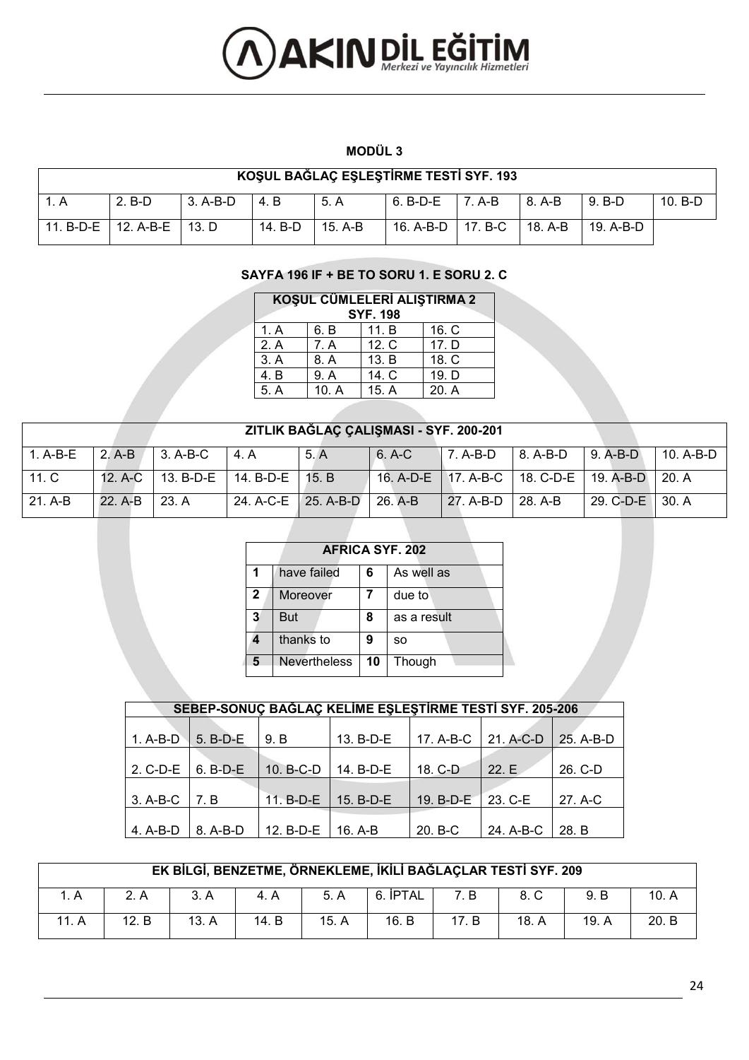## MODÜL 3

| KOŞUL BAĞLAÇ EŞLEŞTİRME TESTİ SYF. 193 | | | | | | | | | |
|---|---|---|---|---|---|---|---|---|---|
| 1. A | 2. B-D | 3. A-B-D | 4. B | 5. A | 6. B-D-E | 7. A-B | 8. A-B | 9. B-D | 10. B-D |
| 11. B-D-E | 12. A-B-E | 13. D | 14. B-D | 15. A-B | 16. A-B-D | 17. B-C | 18. A-B | 19. A-B-D | |

**SAYFA 196 IF + BE TO SORU 1. E SORU 2. C**

| KOŞUL CÜMLELERİ ALIŞTIRMA 2 SYF. 198 | | | |
|---|---|---|---|
| 1. A | 6. B | 11. B | 16. C |
| 2. A | 7. A | 12. C | 17. D |
| 3. A | 8. A | 13. B | 18. C |
| 4. B | 9. A | 14. C | 19. D |
| 5. A | 10. A | 15. A | 20. A |

| ZITLIK BAĞLAÇ ÇALIŞMASI - SYF. 200-201 | | | | | | | | | |
|---|---|---|---|---|---|---|---|---|---|
| 1. A-B-E | 2. A-B | 3. A-B-C | 4. A | 5. A | 6. A-C | 7. A-B-D | 8. A-B-D | 9. A-B-D | 10. A-B-D |
| 11. C | 12. A-C | 13. B-D-E | 14. B-D-E | 15. B | 16. A-D-E | 17. A-B-C | 18. C-D-E | 19. A-B-D | 20. A |
| 21. A-B | 22. A-B | 23. A | 24. A-C-E | 25. A-B-D | 26. A-B | 27. A-B-D | 28. A-B | 29. C-D-E | 30. A |

| AFRICA SYF. 202 | | | |
|---|---|---|---|
| 1 | have failed | 6 | As well as |
| 2 | Moreover | 7 | due to |
| 3 | But | 8 | as a result |
| 4 | thanks to | 9 | so |
| 5 | Nevertheless | 10 | Though |

| SEBEP-SONUÇ BAĞLAÇ KELİME EŞLEŞTİRME TESTİ SYF. 205-206 | | | | | | |
|---|---|---|---|---|---|---|
| 1. A-B-D | 5. B-D-E | 9. B | 13. B-D-E | 17. A-B-C | 21. A-C-D | 25. A-B-D |
| 2. C-D-E | 6. B-D-E | 10. B-C-D | 14. B-D-E | 18. C-D | 22. E | 26. C-D |
| 3. A-B-C | 7. B | 11. B-D-E | 15. B-D-E | 19. B-D-E | 23. C-E | 27. A-C |
| 4. A-B-D | 8. A-B-D | 12. B-D-E | 16. A-B | 20. B-C | 24. A-B-C | 28. B |

| EK BİLGİ, BENZETME, ÖRNEKLEME, İKİLİ BAĞLAÇLAR TESTİ SYF. 209 | | | | | | | | | |
|---|---|---|---|---|---|---|---|---|---|
| 1. A | 2. A | 3. A | 4. A | 5. A | 6. İPTAL | 7. B | 8. C | 9. B | 10. A |
| 11. A | 12. B | 13. A | 14. B | 15. A | 16. B | 17. B | 18. A | 19. A | 20. B |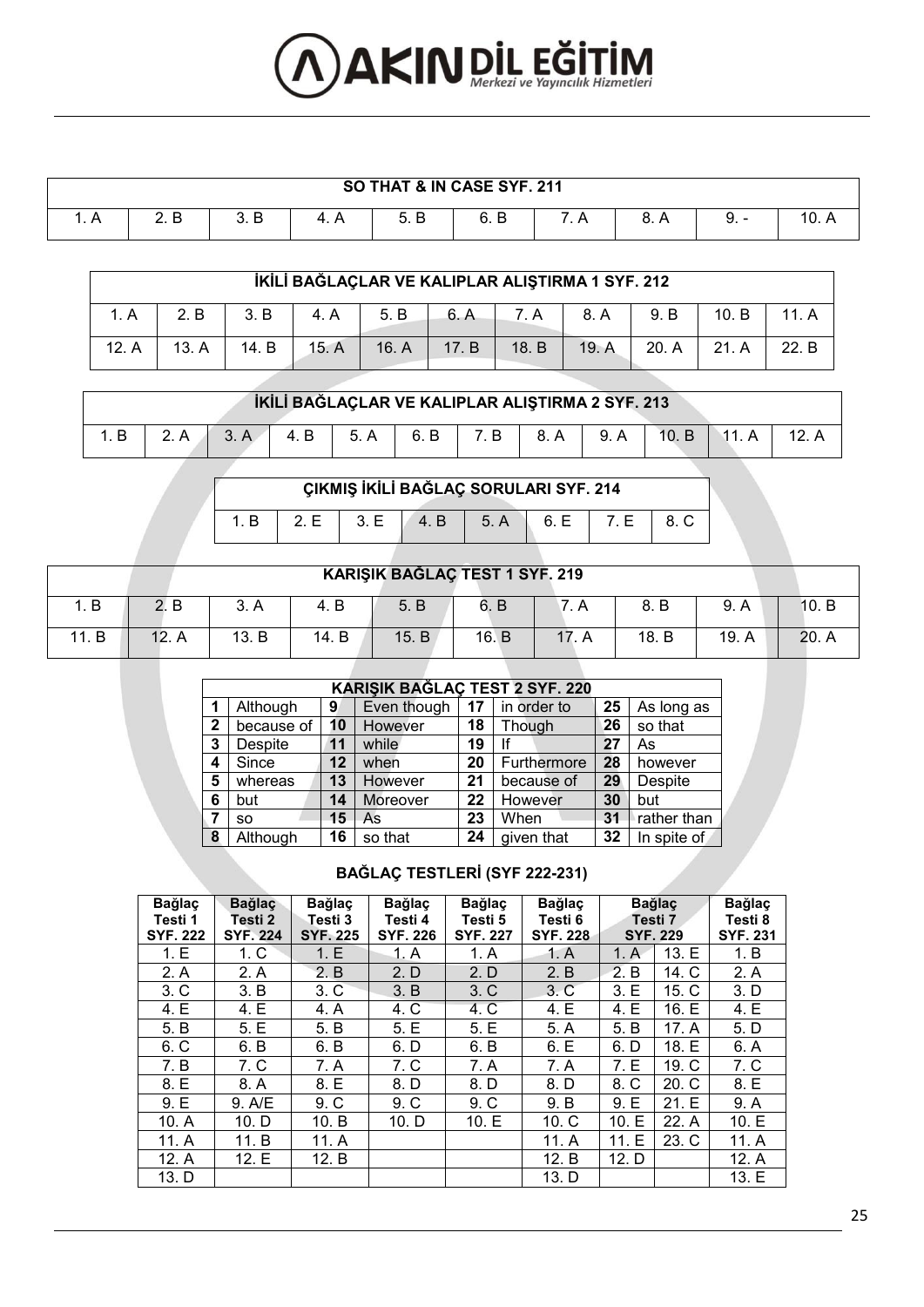| SO THAT & IN CASE SYF. 211 | | | | | | | | | |
|---|---|---|---|---|---|---|---|---|---|
| 1. A | 2. B | 3. B | 4. A | 5. B | 6. B | 7. A | 8. A | 9. - | 10. A |

| İKİLİ BAĞLAÇLAR VE KALIPLAR ALIŞTIRMA 1 SYF. 212 | | | | | | | | | | |
|---|---|---|---|---|---|---|---|---|---|---|
| 1. A | 2. B | 3. B | 4. A | 5. B | 6. A | 7. A | 8. A | 9. B | 10. B | 11. A |
| 12. A | 13. A | 14. B | 15. A | 16. A | 17. B | 18. B | 19. A | 20. A | 21. A | 22. B |

| İKİLİ BAĞLAÇLAR VE KALIPLAR ALIŞTIRMA 2 SYF. 213 | | | | | | | | | | | |
|---|---|---|---|---|---|---|---|---|---|---|---|
| 1. B | 2. A | 3. A | 4. B | 5. A | 6. B | 7. B | 8. A | 9. A | 10. B | 11. A | 12. A |

| ÇIKMIŞ İKİLİ BAĞLAÇ SORULARI SYF. 214 | | | | | | | |
|---|---|---|---|---|---|---|---|
| 1. B | 2. E | 3. E | 4. B | 5. A | 6. E | 7. E | 8. C |

| KARIŞIK BAĞLAÇ TEST 1 SYF. 219 | | | | | | | | | |
|---|---|---|---|---|---|---|---|---|---|
| 1. B | 2. B | 3. A | 4. B | 5. B | 6. B | 7. A | 8. B | 9. A | 10. B |
| 11. B | 12. A | 13. B | 14. B | 15. B | 16. B | 17. A | 18. B | 19. A | 20. A |

| KARIŞIK BAĞLAÇ TEST 2 SYF. 220 | | | | | | | |
|---|---|---|---|---|---|---|---|
| 1 | Although | 9 | Even though | 17 | in order to | 25 | As long as |
| 2 | because of | 10 | However | 18 | Though | 26 | so that |
| 3 | Despite | 11 | while | 19 | If | 27 | As |
| 4 | Since | 12 | when | 20 | Furthermore | 28 | however |
| 5 | whereas | 13 | However | 21 | because of | 29 | Despite |
| 6 | but | 14 | Moreover | 22 | However | 30 | but |
| 7 | so | 15 | As | 23 | When | 31 | rather than |
| 8 | Although | 16 | so that | 24 | given that | 32 | In spite of |

## BAĞLAÇ TESTLERİ (SYF 222-231)

| Bağlaç Testi 1 SYF. 222 | Bağlaç Testi 2 SYF. 224 | Bağlaç Testi 3 SYF. 225 | Bağlaç Testi 4 SYF. 226 | Bağlaç Testi 5 SYF. 227 | Bağlaç Testi 6 SYF. 228 | Bağlaç Testi 7 SYF. 229 | | Bağlaç Testi 8 SYF. 231 |
|---|---|---|---|---|---|---|---|---|
| 1. E | 1. C | 1. E | 1. A | 1. A | 1. A | 1. A | 13. E | 1. B |
| 2. A | 2. A | 2. B | 2. D | 2. D | 2. B | 2. B | 14. C | 2. A |
| 3. C | 3. B | 3. C | 3. B | 3. C | 3. C | 3. E | 15. C | 3. D |
| 4. E | 4. E | 4. A | 4. C | 4. C | 4. E | 4. E | 16. E | 4. E |
| 5. B | 5. E | 5. B | 5. E | 5. E | 5. A | 5. B | 17. A | 5. D |
| 6. C | 6. B | 6. B | 6. D | 6. B | 6. E | 6. D | 18. E | 6. A |
| 7. B | 7. C | 7. A | 7. C | 7. A | 7. A | 7. E | 19. C | 7. C |
| 8. E | 8. A | 8. E | 8. D | 8. D | 8. D | 8. C | 20. C | 8. E |
| 9. E | 9. A/E | 9. C | 9. C | 9. C | 9. B | 9. E | 21. E | 9. A |
| 10. A | 10. D | 10. B | 10. D | 10. E | 10. C | 10. E | 22. A | 10. E |
| 11. A | 11. B | 11. A | | | 11. A | 11. E | 23. C | 11. A |
| 12. A | 12. E | 12. B | | | 12. B | 12. D | | 12. A |
| 13. D | | | | | 13. D | | | 13. E |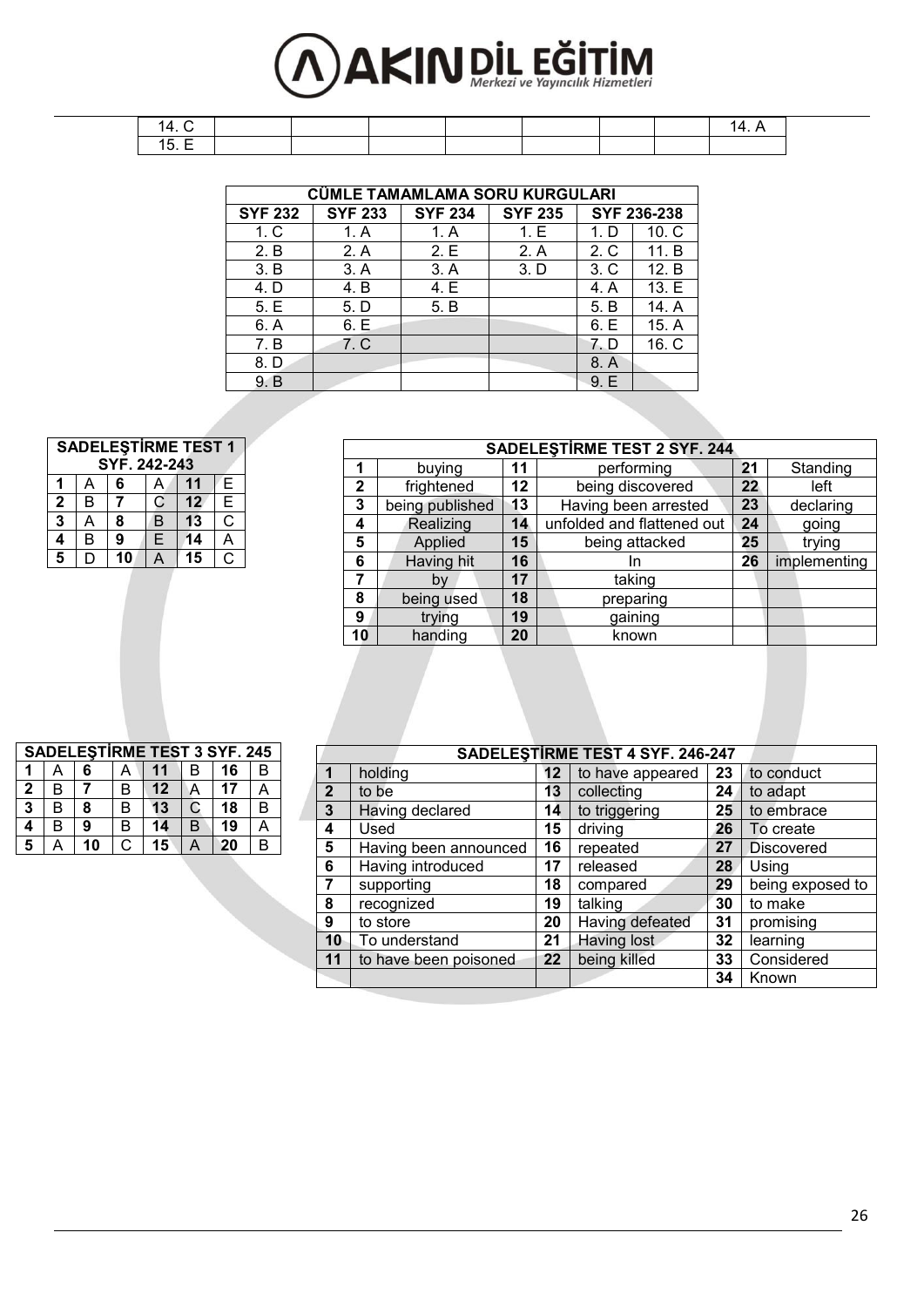| 14. C | | | | | | | | 14. A |
|---|---|---|---|---|---|---|---|---|
| 15. E | | | | | | | | |

| CÜMLE TAMAMLAMA SORU KURGULARI | | | | | |
|---|---|---|---|---|---|
| SYF 232 | SYF 233 | SYF 234 | SYF 235 | SYF 236-238 | |
| 1. C | 1. A | 1. A | 1. E | 1. D | 10. C |
| 2. B | 2. A | 2. E | 2. A | 2. C | 11. B |
| 3. B | 3. A | 3. A | 3. D | 3. C | 12. B |
| 4. D | 4. B | 4. E | | 4. A | 13. E |
| 5. E | 5. D | 5. B | | 5. B | 14. A |
| 6. A | 6. E | | | 6. E | 15. A |
| 7. B | 7. C | | | 7. D | 16. C |
| 8. D | | | | 8. A | |
| 9. B | | | | 9. E | |

| SADELEŞTİRME TEST 1 SYF. 242-243 | | | | | |
|---|---|---|---|---|---|
| 1 | A | 6 | A | 11 | E |
| 2 | B | 7 | C | 12 | E |
| 3 | A | 8 | B | 13 | C |
| 4 | B | 9 | E | 14 | A |
| 5 | D | 10 | A | 15 | C |

| SADELEŞTİRME TEST 2 SYF. 244 | | | | | |
|---|---|---|---|---|---|
| 1 | buying | 11 | performing | 21 | Standing |
| 2 | frightened | 12 | being discovered | 22 | left |
| 3 | being published | 13 | Having been arrested | 23 | declaring |
| 4 | Realizing | 14 | unfolded and flattened out | 24 | going |
| 5 | Applied | 15 | being attacked | 25 | trying |
| 6 | Having hit | 16 | In | 26 | implementing |
| 7 | by | 17 | taking | | |
| 8 | being used | 18 | preparing | | |
| 9 | trying | 19 | gaining | | |
| 10 | handing | 20 | known | | |

| SADELEŞTİRME TEST 3 SYF. 245 | | | | | | | |
|---|---|---|---|---|---|---|---|
| 1 | A | 6 | A | 11 | B | 16 | B |
| 2 | B | 7 | B | 12 | A | 17 | A |
| 3 | B | 8 | B | 13 | C | 18 | B |
| 4 | B | 9 | B | 14 | B | 19 | A |
| 5 | A | 10 | C | 15 | A | 20 | B |

| SADELEŞTİRME TEST 4 SYF. 246-247 | | | | | |
|---|---|---|---|---|---|
| 1 | holding | 12 | to have appeared | 23 | to conduct |
| 2 | to be | 13 | collecting | 24 | to adapt |
| 3 | Having declared | 14 | to triggering | 25 | to embrace |
| 4 | Used | 15 | driving | 26 | To create |
| 5 | Having been announced | 16 | repeated | 27 | Discovered |
| 6 | Having introduced | 17 | released | 28 | Using |
| 7 | supporting | 18 | compared | 29 | being exposed to |
| 8 | recognized | 19 | talking | 30 | to make |
| 9 | to store | 20 | Having defeated | 31 | promising |
| 10 | To understand | 21 | Having lost | 32 | learning |
| 11 | to have been poisoned | 22 | being killed | 33 | Considered |
| | | | | 34 | Known |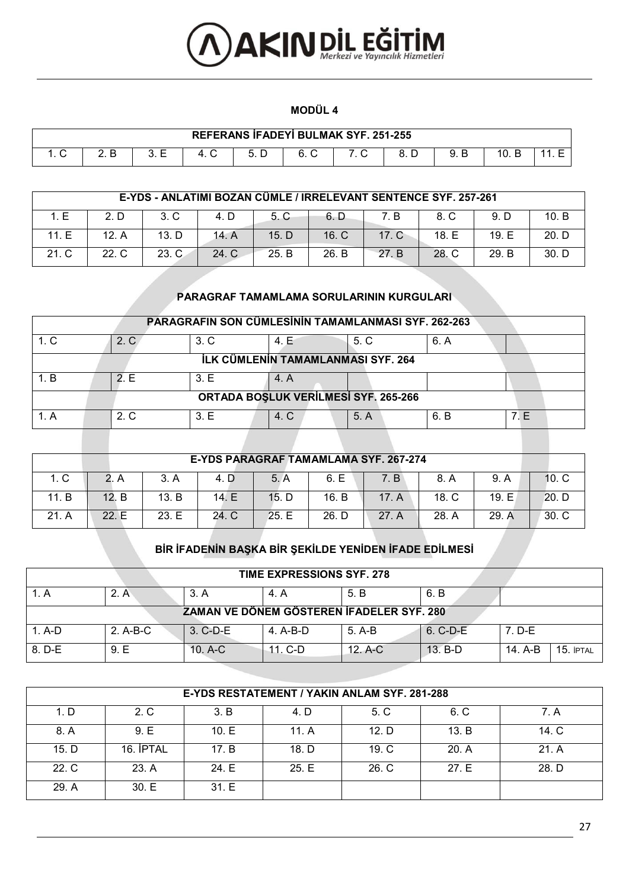## MODÜL 4

| REFERANS İFADEYİ BULMAK SYF. 251-255 | | | | | | | | | | |
|---|---|---|---|---|---|---|---|---|---|---|
| 1. C | 2. B | 3. E | 4. C | 5. D | 6. C | 7. C | 8. D | 9. B | 10. B | 11. E |

| E-YDS - ANLATIMI BOZAN CÜMLE / IRRELEVANT SENTENCE SYF. 257-261 | | | | | | | | | |
|---|---|---|---|---|---|---|---|---|---|
| 1. E | 2. D | 3. C | 4. D | 5. C | 6. D | 7. B | 8. C | 9. D | 10. B |
| 11. E | 12. A | 13. D | 14. A | 15. D | 16. C | 17. C | 18. E | 19. E | 20. D |
| 21. C | 22. C | 23. C | 24. C | 25. B | 26. B | 27. B | 28. C | 29. B | 30. D |

### PARAGRAF TAMAMLAMA SORULARININ KURGULARI

| PARAGRAFIN SON CÜMLESİNİN TAMAMLANMASI SYF. 262-263 | | | | | | |
|---|---|---|---|---|---|---|
| 1. C | 2. C | 3. C | 4. E | 5. C | 6. A | |
| **İLK CÜMLENİN TAMAMLANMASI SYF. 264** | | | | | | |
| 1. B | 2. E | 3. E | 4. A | | | |
| **ORTADA BOŞLUK VERİLMESİ SYF. 265-266** | | | | | | |
| 1. A | 2. C | 3. E | 4. C | 5. A | 6. B | 7. E |

| E-YDS PARAGRAF TAMAMLAMA SYF. 267-274 | | | | | | | | | |
|---|---|---|---|---|---|---|---|---|---|
| 1. C | 2. A | 3. A | 4. D | 5. A | 6. E | 7. B | 8. A | 9. A | 10. C |
| 11. B | 12. B | 13. B | 14. E | 15. D | 16. B | 17. A | 18. C | 19. E | 20. D |
| 21. A | 22. E | 23. E | 24. C | 25. E | 26. D | 27. A | 28. A | 29. A | 30. C |

### BİR İFADENİN BAŞKA BİR ŞEKİLDE YENİDEN İFADE EDİLMESİ

| TIME EXPRESSIONS SYF. 278 | | | | | | | |
|---|---|---|---|---|---|---|---|
| 1. A | 2. A | 3. A | 4. A | 5. B | 6. B | | |
| **ZAMAN VE DÖNEM GÖSTEREN İFADELER SYF. 280** | | | | | | | |
| 1. A-D | 2. A-B-C | 3. C-D-E | 4. A-B-D | 5. A-B | 6. C-D-E | 7. D-E | |
| 8. D-E | 9. E | 10. A-C | 11. C-D | 12. A-C | 13. B-D | 14. A-B | 15. İPTAL |

| E-YDS RESTATEMENT / YAKIN ANLAM SYF. 281-288 | | | | | | |
|---|---|---|---|---|---|---|
| 1. D | 2. C | 3. B | 4. D | 5. C | 6. C | 7. A |
| 8. A | 9. E | 10. E | 11. A | 12. D | 13. B | 14. C |
| 15. D | 16. İPTAL | 17. B | 18. D | 19. C | 20. A | 21. A |
| 22. C | 23. A | 24. E | 25. E | 26. C | 27. E | 28. D |
| 29. A | 30. E | 31. E | | | | |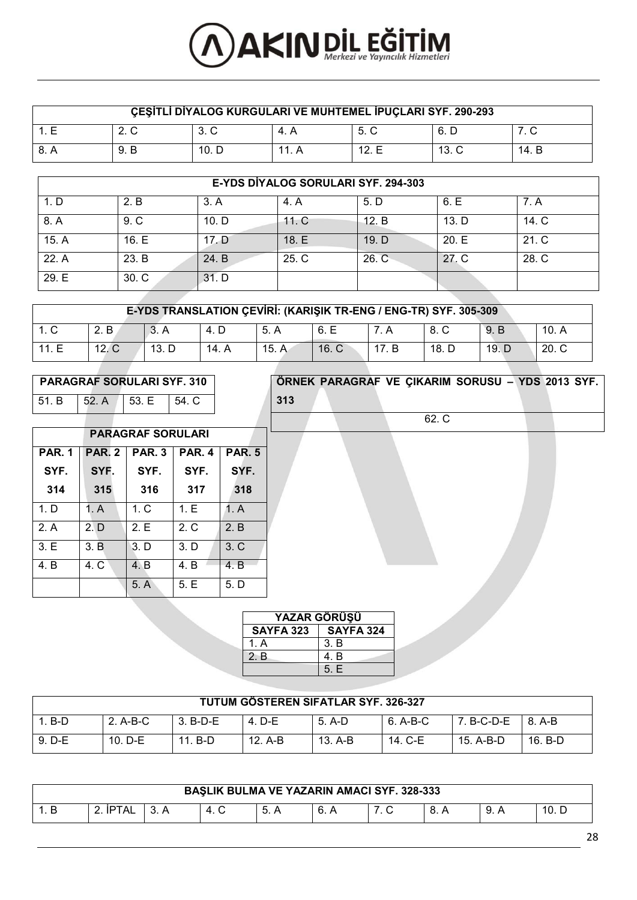| ÇEŞİTLİ DİYALOG KURGULARI VE MUHTEMEL İPUÇLARI SYF. 290-293 | | | | | | |
|---|---|---|---|---|---|---|
| 1. E | 2. C | 3. C | 4. A | 5. C | 6. D | 7. C |
| 8. A | 9. B | 10. D | 11. A | 12. E | 13. C | 14. B |

| E-YDS DİYALOG SORULARI SYF. 294-303 | | | | | | |
|---|---|---|---|---|---|---|
| 1. D | 2. B | 3. A | 4. A | 5. D | 6. E | 7. A |
| 8. A | 9. C | 10. D | 11. C | 12. B | 13. D | 14. C |
| 15. A | 16. E | 17. D | 18. E | 19. D | 20. E | 21. C |
| 22. A | 23. B | 24. B | 25. C | 26. C | 27. C | 28. C |
| 29. E | 30. C | 31. D | | | | |

| E-YDS TRANSLATION ÇEVİRİ: (KARIŞIK TR-ENG / ENG-TR) SYF. 305-309 | | | | | | | | | |
|---|---|---|---|---|---|---|---|---|---|
| 1. C | 2. B | 3. A | 4. D | 5. A | 6. E | 7. A | 8. C | 9. B | 10. A |
| 11. E | 12. C | 13. D | 14. A | 15. A | 16. C | 17. B | 18. D | 19. D | 20. C |

| PARAGRAF SORULARI SYF. 310 | | | |
|---|---|---|---|
| 51. B | 52. A | 53. E | 54. C |

| ÖRNEK PARAGRAF VE ÇIKARIM SORUSU – YDS 2013 SYF. 313 |
|---|
| 62. C |

| PARAGRAF SORULARI | | | | |
|---|---|---|---|---|
| PAR. 1 SYF. 314 | PAR. 2 SYF. 315 | PAR. 3 SYF. 316 | PAR. 4 SYF. 317 | PAR. 5 SYF. 318 |
| 1. D | 1. A | 1. C | 1. E | 1. A |
| 2. A | 2. D | 2. E | 2. C | 2. B |
| 3. E | 3. B | 3. D | 3. D | 3. C |
| 4. B | 4. C | 4. B | 4. B | 4. B |
| | | 5. A | 5. E | 5. D |

| YAZAR GÖRÜŞÜ | |
|---|---|
| SAYFA 323 | SAYFA 324 |
| 1. A | 3. B |
| 2. B | 4. B |
| | 5. E |

| TUTUM GÖSTEREN SIFATLAR SYF. 326-327 | | | | | | | |
|---|---|---|---|---|---|---|---|
| 1. B-D | 2. A-B-C | 3. B-D-E | 4. D-E | 5. A-D | 6. A-B-C | 7. B-C-D-E | 8. A-B |
| 9. D-E | 10. D-E | 11. B-D | 12. A-B | 13. A-B | 14. C-E | 15. A-B-D | 16. B-D |

| BAŞLIK BULMA VE YAZARIN AMACI SYF. 328-333 | | | | | | | | | |
|---|---|---|---|---|---|---|---|---|---|
| 1. B | 2. İPTAL | 3. A | 4. C | 5. A | 6. A | 7. C | 8. A | 9. A | 10. D |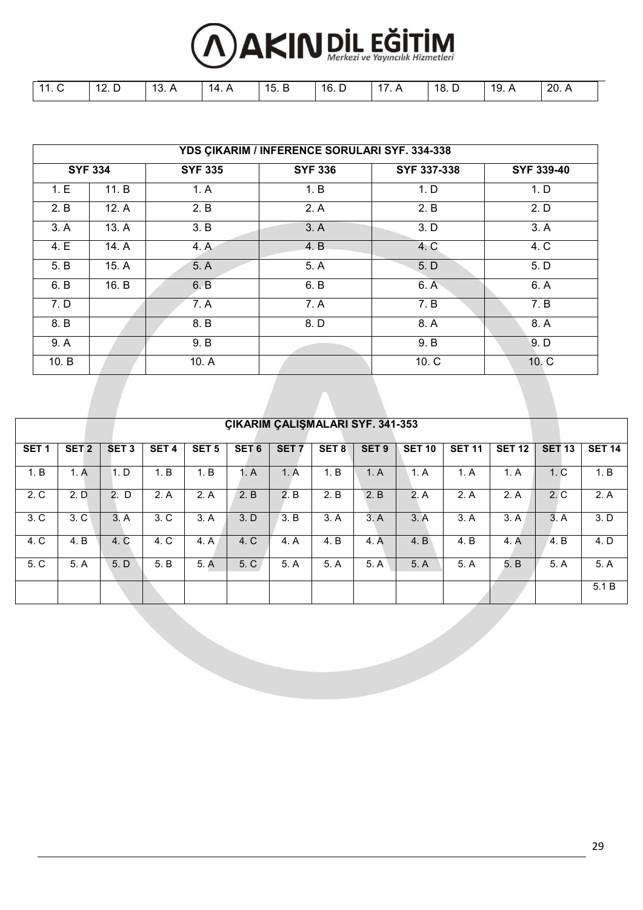| | | | | | | | | | |
|---|---|---|---|---|---|---|---|---|---|
| 11. C | 12. D | 13. A | 14. A | 15. B | 16. D | 17. A | 18. D | 19. A | 20. A |

| YDS ÇIKARIM / INFERENCE SORULARI SYF. 334-338 | | | | | |
|---|---|---|---|---|---|
| **SYF 334** | | **SYF 335** | **SYF 336** | **SYF 337-338** | **SYF 339-40** |
| 1. E | 11. B | 1. A | 1. B | 1. D | 1. D |
| 2. B | 12. A | 2. B | 2. A | 2. B | 2. D |
| 3. A | 13. A | 3. B | 3. A | 3. D | 3. A |
| 4. E | 14. A | 4. A | 4. B | 4. C | 4. C |
| 5. B | 15. A | 5. A | 5. A | 5. D | 5. D |
| 6. B | 16. B | 6. B | 6. B | 6. A | 6. A |
| 7. D | | 7. A | 7. A | 7. B | 7. B |
| 8. B | | 8. B | 8. D | 8. A | 8. A |
| 9. A | | 9. B | | 9. B | 9. D |
| 10. B | | 10. A | | 10. C | 10. C |

| ÇIKARIM ÇALIŞMALARI SYF. 341-353 | | | | | | | | | | | | | |
|---|---|---|---|---|---|---|---|---|---|---|---|---|---|
| **SET 1** | **SET 2** | **SET 3** | **SET 4** | **SET 5** | **SET 6** | **SET 7** | **SET 8** | **SET 9** | **SET 10** | **SET 11** | **SET 12** | **SET 13** | **SET 14** |
| 1. B | 1. A | 1. D | 1. B | 1. B | 1. A | 1. A | 1. B | 1. A | 1. A | 1. A | 1. A | 1. C | 1. B |
| 2. C | 2. D | 2. D | 2. A | 2. A | 2. B | 2. B | 2. B | 2. B | 2. A | 2. A | 2. A | 2. C | 2. A |
| 3. C | 3. C | 3. A | 3. C | 3. A | 3. D | 3. B | 3. A | 3. A | 3. A | 3. A | 3. A | 3. A | 3. D |
| 4. C | 4. B | 4. C | 4. C | 4. A | 4. C | 4. A | 4. B | 4. A | 4. B | 4. B | 4. A | 4. B | 4. D |
| 5. C | 5. A | 5. D | 5. B | 5. A | 5. C | 5. A | 5. A | 5. A | 5. A | 5. A | 5. B | 5. A | 5. A |
| | | | | | | | | | | | | | 5.1 B |